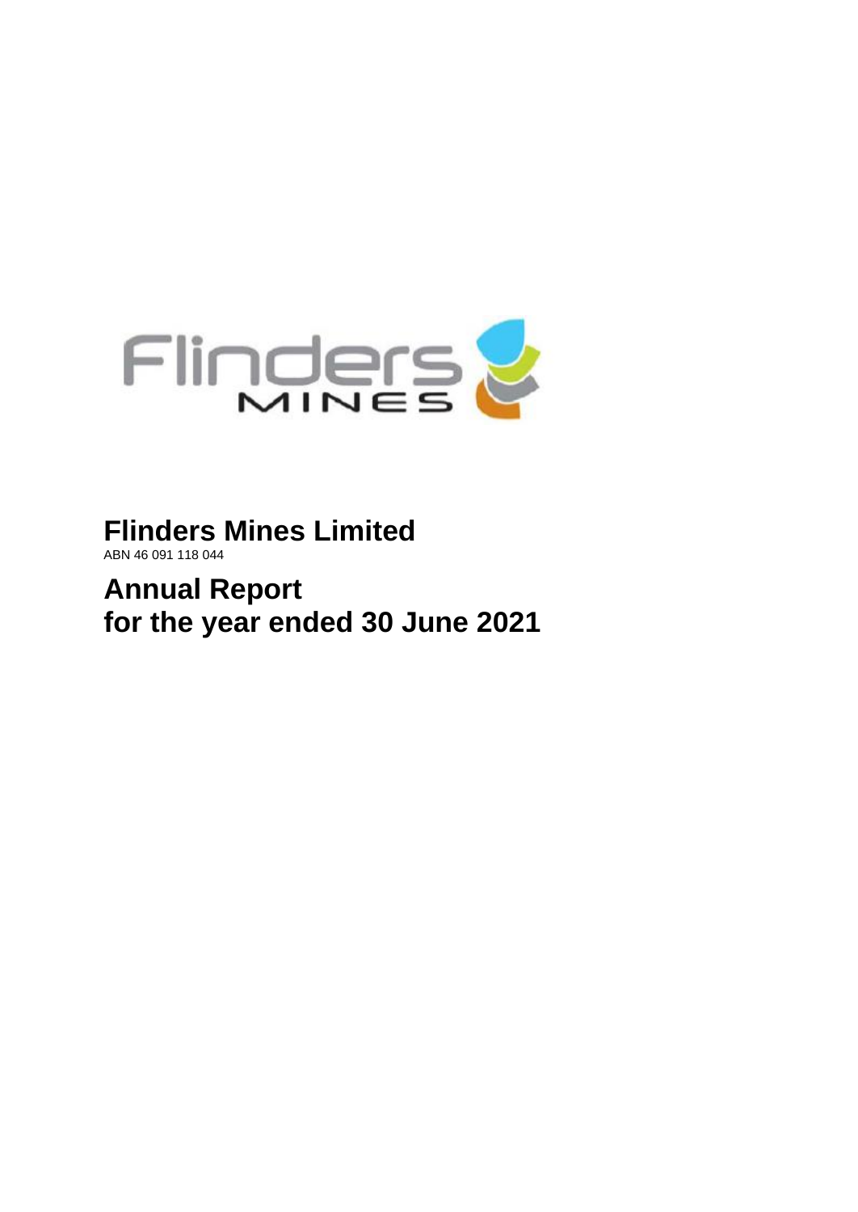# Flinders Mines Limited

ABN 46 091 118 044

# Annual Report
# for the year ended 30 June 2021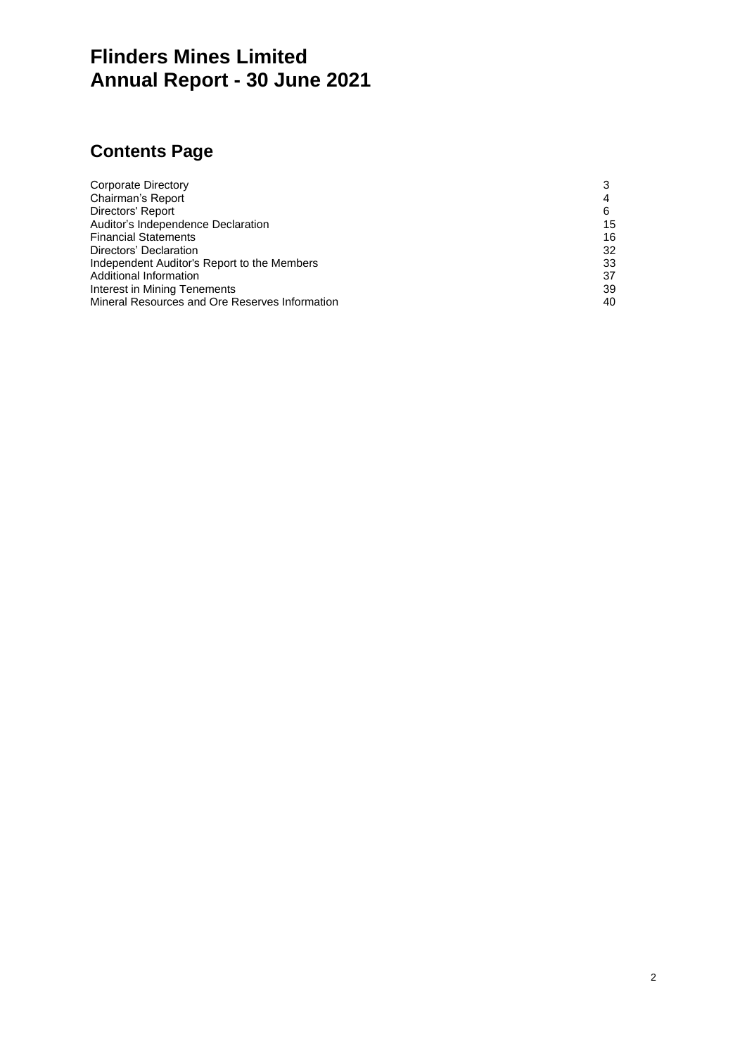# Flinders Mines Limited
# Annual Report - 30 June 2021

## Contents Page

| | |
|---|---|
| Corporate Directory | 3 |
| Chairman's Report | 4 |
| Directors' Report | 6 |
| Auditor's Independence Declaration | 15 |
| Financial Statements | 16 |
| Directors' Declaration | 32 |
| Independent Auditor's Report to the Members | 33 |
| Additional Information | 37 |
| Interest in Mining Tenements | 39 |
| Mineral Resources and Ore Reserves Information | 40 |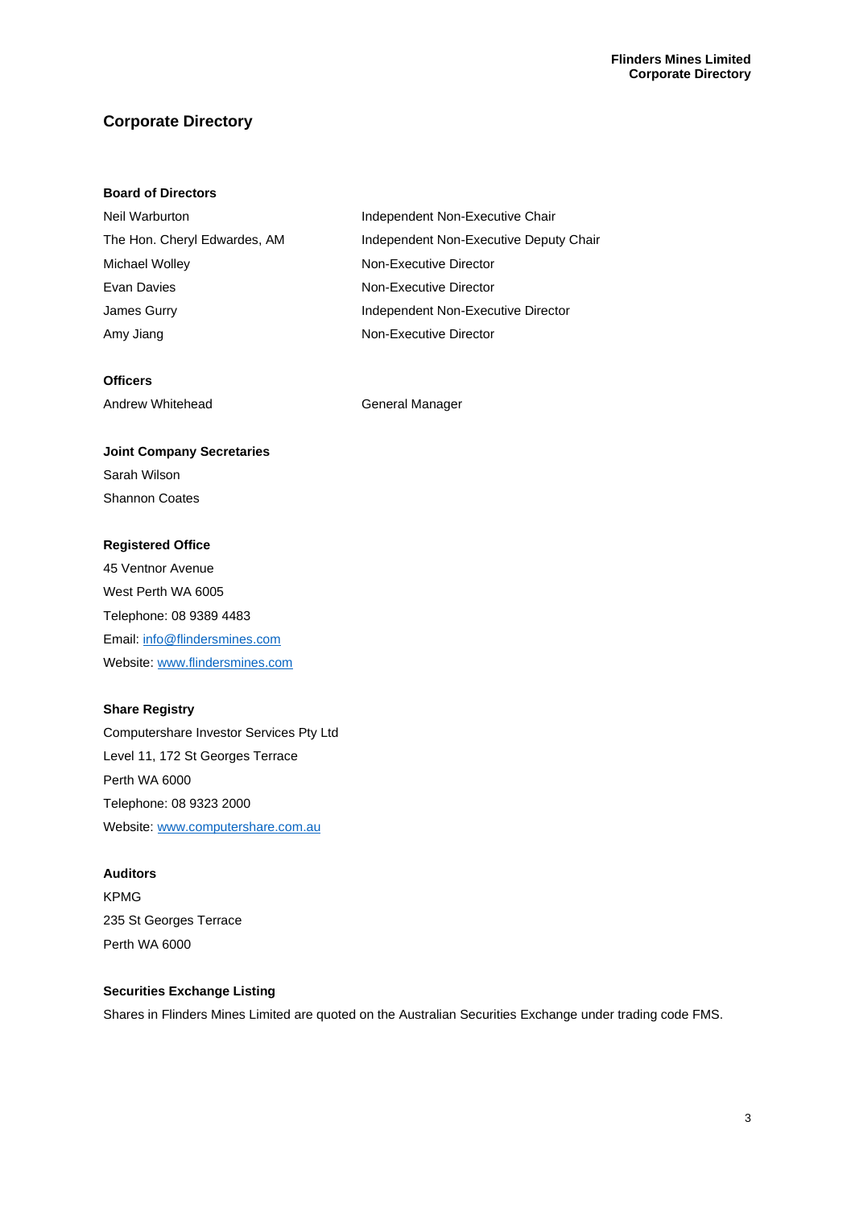# Corporate Directory

**Board of Directors**

| | |
|---|---|
| Neil Warburton | Independent Non-Executive Chair |
| The Hon. Cheryl Edwardes, AM | Independent Non-Executive Deputy Chair |
| Michael Wolley | Non-Executive Director |
| Evan Davies | Non-Executive Director |
| James Gurry | Independent Non-Executive Director |
| Amy Jiang | Non-Executive Director |

**Officers**

| | |
|---|---|
| Andrew Whitehead | General Manager |

**Joint Company Secretaries**

Sarah Wilson
Shannon Coates

**Registered Office**

45 Ventnor Avenue
West Perth WA 6005
Telephone: 08 9389 4483
Email: info@flindersmines.com
Website: www.flindersmines.com

**Share Registry**

Computershare Investor Services Pty Ltd
Level 11, 172 St Georges Terrace
Perth WA 6000
Telephone: 08 9323 2000
Website: www.computershare.com.au

**Auditors**

KPMG
235 St Georges Terrace
Perth WA 6000

**Securities Exchange Listing**

Shares in Flinders Mines Limited are quoted on the Australian Securities Exchange under trading code FMS.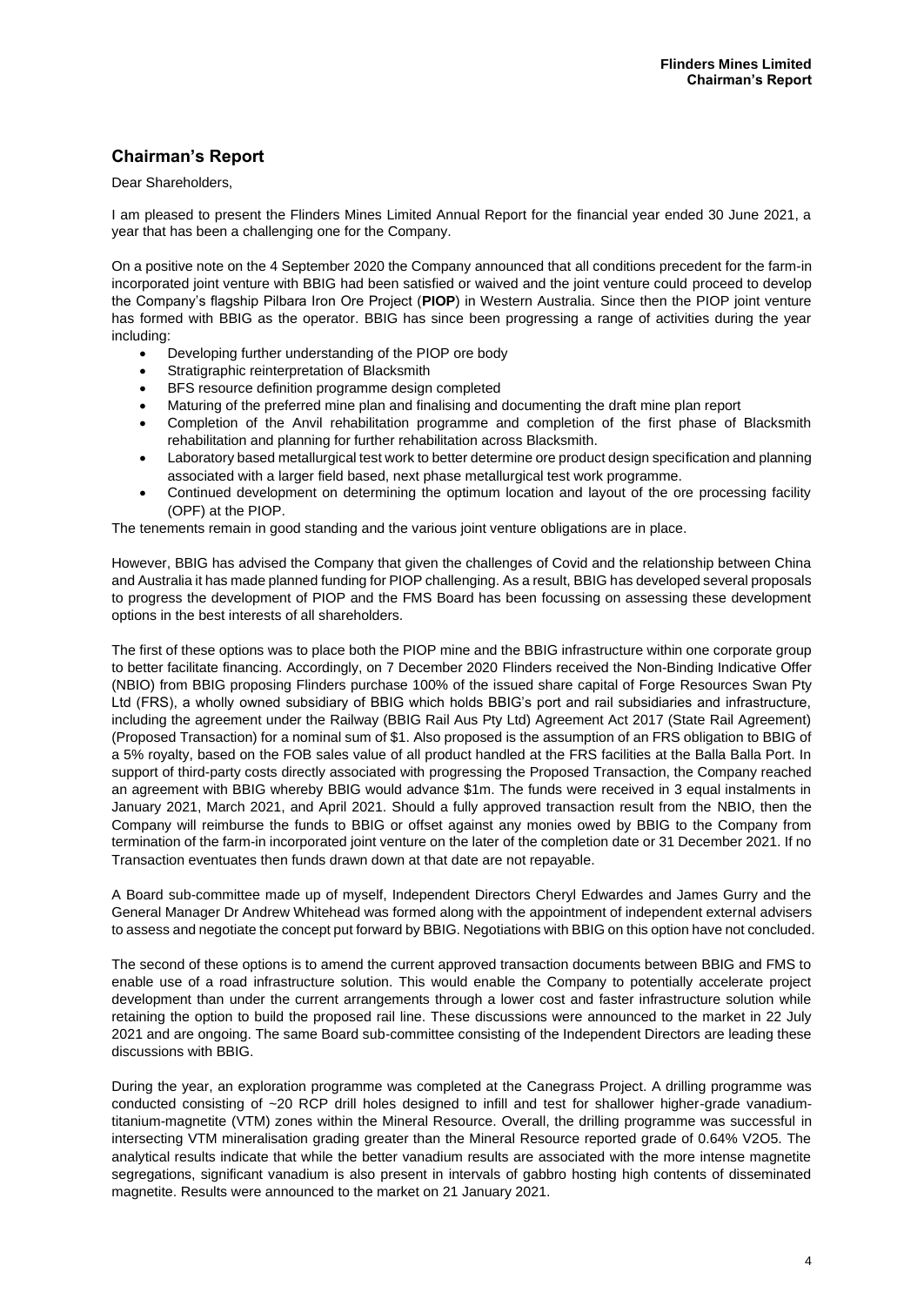## Chairman's Report

Dear Shareholders,

I am pleased to present the Flinders Mines Limited Annual Report for the financial year ended 30 June 2021, a year that has been a challenging one for the Company.

On a positive note on the 4 September 2020 the Company announced that all conditions precedent for the farm-in incorporated joint venture with BBIG had been satisfied or waived and the joint venture could proceed to develop the Company's flagship Pilbara Iron Ore Project (**PIOP**) in Western Australia. Since then the PIOP joint venture has formed with BBIG as the operator. BBIG has since been progressing a range of activities during the year including:

- Developing further understanding of the PIOP ore body
- Stratigraphic reinterpretation of Blacksmith
- BFS resource definition programme design completed
- Maturing of the preferred mine plan and finalising and documenting the draft mine plan report
- Completion of the Anvil rehabilitation programme and completion of the first phase of Blacksmith rehabilitation and planning for further rehabilitation across Blacksmith.
- Laboratory based metallurgical test work to better determine ore product design specification and planning associated with a larger field based, next phase metallurgical test work programme.
- Continued development on determining the optimum location and layout of the ore processing facility (OPF) at the PIOP.

The tenements remain in good standing and the various joint venture obligations are in place.

However, BBIG has advised the Company that given the challenges of Covid and the relationship between China and Australia it has made planned funding for PIOP challenging. As a result, BBIG has developed several proposals to progress the development of PIOP and the FMS Board has been focussing on assessing these development options in the best interests of all shareholders.

The first of these options was to place both the PIOP mine and the BBIG infrastructure within one corporate group to better facilitate financing. Accordingly, on 7 December 2020 Flinders received the Non-Binding Indicative Offer (NBIO) from BBIG proposing Flinders purchase 100% of the issued share capital of Forge Resources Swan Pty Ltd (FRS), a wholly owned subsidiary of BBIG which holds BBIG's port and rail subsidiaries and infrastructure, including the agreement under the Railway (BBIG Rail Aus Pty Ltd) Agreement Act 2017 (State Rail Agreement) (Proposed Transaction) for a nominal sum of $1. Also proposed is the assumption of an FRS obligation to BBIG of a 5% royalty, based on the FOB sales value of all product handled at the FRS facilities at the Balla Balla Port. In support of third-party costs directly associated with progressing the Proposed Transaction, the Company reached an agreement with BBIG whereby BBIG would advance $1m. The funds were received in 3 equal instalments in January 2021, March 2021, and April 2021. Should a fully approved transaction result from the NBIO, then the Company will reimburse the funds to BBIG or offset against any monies owed by BBIG to the Company from termination of the farm-in incorporated joint venture on the later of the completion date or 31 December 2021. If no Transaction eventuates then funds drawn down at that date are not repayable.

A Board sub-committee made up of myself, Independent Directors Cheryl Edwardes and James Gurry and the General Manager Dr Andrew Whitehead was formed along with the appointment of independent external advisers to assess and negotiate the concept put forward by BBIG. Negotiations with BBIG on this option have not concluded.

The second of these options is to amend the current approved transaction documents between BBIG and FMS to enable use of a road infrastructure solution. This would enable the Company to potentially accelerate project development than under the current arrangements through a lower cost and faster infrastructure solution while retaining the option to build the proposed rail line. These discussions were announced to the market in 22 July 2021 and are ongoing. The same Board sub-committee consisting of the Independent Directors are leading these discussions with BBIG.

During the year, an exploration programme was completed at the Canegrass Project. A drilling programme was conducted consisting of ~20 RCP drill holes designed to infill and test for shallower higher-grade vanadium-titanium-magnetite (VTM) zones within the Mineral Resource. Overall, the drilling programme was successful in intersecting VTM mineralisation grading greater than the Mineral Resource reported grade of 0.64% $V_2O_5$. The analytical results indicate that while the better vanadium results are associated with the more intense magnetite segregations, significant vanadium is also present in intervals of gabbro hosting high contents of disseminated magnetite. Results were announced to the market on 21 January 2021.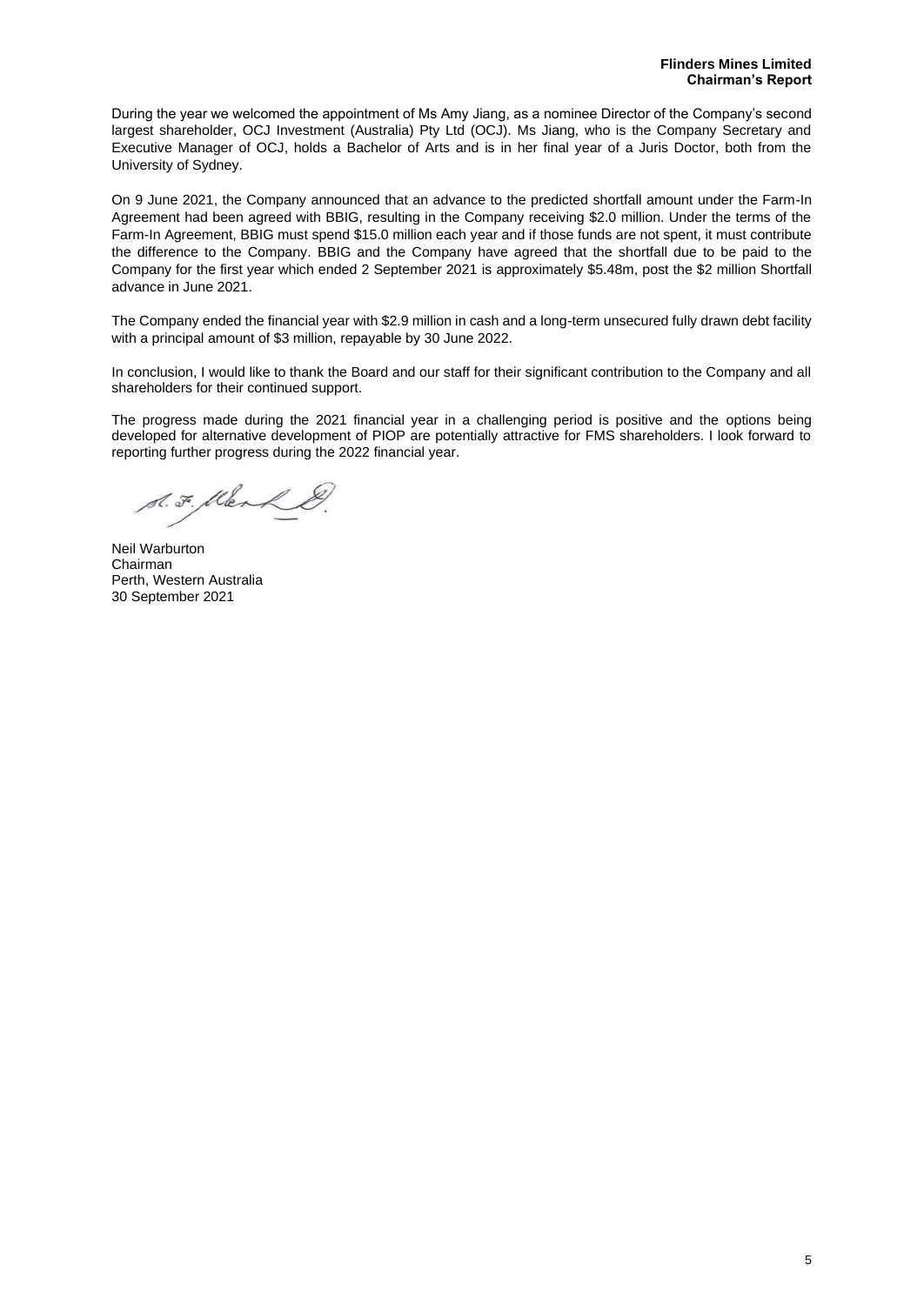During the year we welcomed the appointment of Ms Amy Jiang, as a nominee Director of the Company's second largest shareholder, OCJ Investment (Australia) Pty Ltd (OCJ). Ms Jiang, who is the Company Secretary and Executive Manager of OCJ, holds a Bachelor of Arts and is in her final year of a Juris Doctor, both from the University of Sydney.

On 9 June 2021, the Company announced that an advance to the predicted shortfall amount under the Farm-In Agreement had been agreed with BBIG, resulting in the Company receiving $2.0 million. Under the terms of the Farm-In Agreement, BBIG must spend $15.0 million each year and if those funds are not spent, it must contribute the difference to the Company. BBIG and the Company have agreed that the shortfall due to be paid to the Company for the first year which ended 2 September 2021 is approximately $5.48m, post the $2 million Shortfall advance in June 2021.

The Company ended the financial year with $2.9 million in cash and a long-term unsecured fully drawn debt facility with a principal amount of $3 million, repayable by 30 June 2022.

In conclusion, I would like to thank the Board and our staff for their significant contribution to the Company and all shareholders for their continued support.

The progress made during the 2021 financial year in a challenging period is positive and the options being developed for alternative development of PIOP are potentially attractive for FMS shareholders. I look forward to reporting further progress during the 2022 financial year.

Neil Warburton
Chairman
Perth, Western Australia
30 September 2021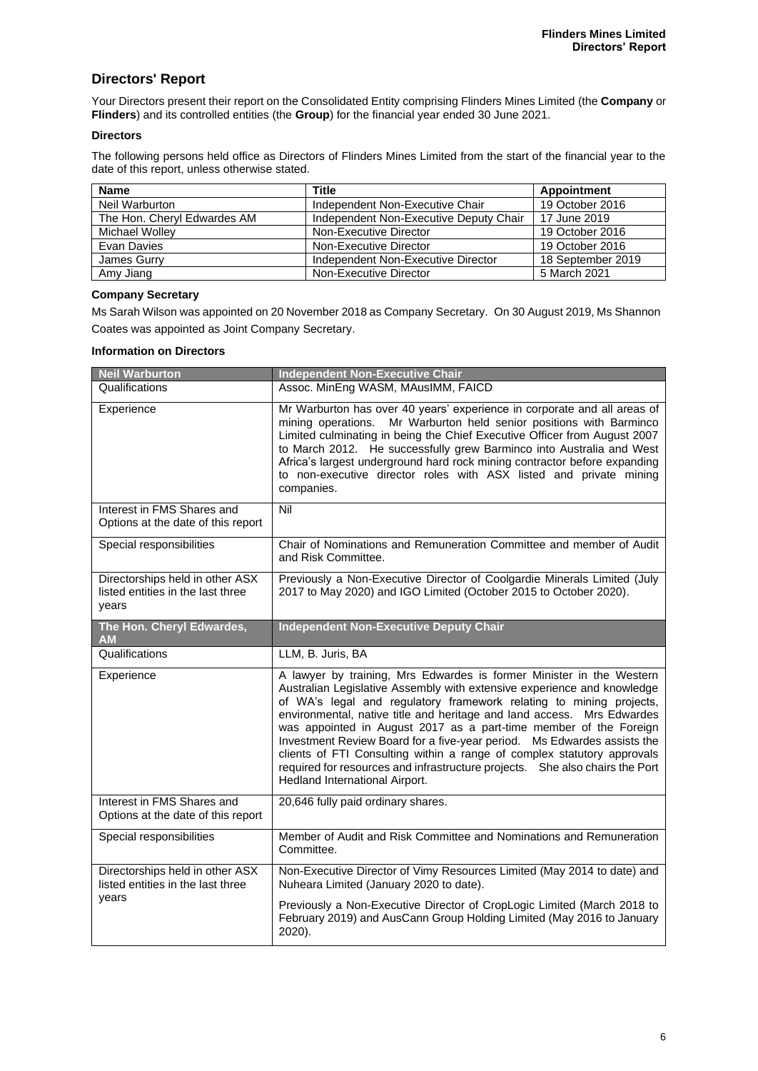## Directors' Report

Your Directors present their report on the Consolidated Entity comprising Flinders Mines Limited (the **Company** or **Flinders**) and its controlled entities (the **Group**) for the financial year ended 30 June 2021.

### Directors

The following persons held office as Directors of Flinders Mines Limited from the start of the financial year to the date of this report, unless otherwise stated.

| Name | Title | Appointment |
|---|---|---|
| Neil Warburton | Independent Non-Executive Chair | 19 October 2016 |
| The Hon. Cheryl Edwardes AM | Independent Non-Executive Deputy Chair | 17 June 2019 |
| Michael Wolley | Non-Executive Director | 19 October 2016 |
| Evan Davies | Non-Executive Director | 19 October 2016 |
| James Gurry | Independent Non-Executive Director | 18 September 2019 |
| Amy Jiang | Non-Executive Director | 5 March 2021 |

### Company Secretary

Ms Sarah Wilson was appointed on 20 November 2018 as Company Secretary. On 30 August 2019, Ms Shannon Coates was appointed as Joint Company Secretary.

### Information on Directors

| **Neil Warburton** | **Independent Non-Executive Chair** |
|---|---|
| Qualifications | Assoc. MinEng WASM, MAusIMM, FAICD |
| Experience | Mr Warburton has over 40 years' experience in corporate and all areas of mining operations. Mr Warburton held senior positions with Barminco Limited culminating in being the Chief Executive Officer from August 2007 to March 2012. He successfully grew Barminco into Australia and West Africa's largest underground hard rock mining contractor before expanding to non-executive director roles with ASX listed and private mining companies. |
| Interest in FMS Shares and Options at the date of this report | Nil |
| Special responsibilities | Chair of Nominations and Remuneration Committee and member of Audit and Risk Committee. |
| Directorships held in other ASX listed entities in the last three years | Previously a Non-Executive Director of Coolgardie Minerals Limited (July 2017 to May 2020) and IGO Limited (October 2015 to October 2020). |
| **The Hon. Cheryl Edwardes, AM** | **Independent Non-Executive Deputy Chair** |
| Qualifications | LLM, B. Juris, BA |
| Experience | A lawyer by training, Mrs Edwardes is former Minister in the Western Australian Legislative Assembly with extensive experience and knowledge of WA's legal and regulatory framework relating to mining projects, environmental, native title and heritage and land access. Mrs Edwardes was appointed in August 2017 as a part-time member of the Foreign Investment Review Board for a five-year period. Ms Edwardes assists the clients of FTI Consulting within a range of complex statutory approvals required for resources and infrastructure projects. She also chairs the Port Hedland International Airport. |
| Interest in FMS Shares and Options at the date of this report | 20,646 fully paid ordinary shares. |
| Special responsibilities | Member of Audit and Risk Committee and Nominations and Remuneration Committee. |
| Directorships held in other ASX listed entities in the last three years | Non-Executive Director of Vimy Resources Limited (May 2014 to date) and Nuheara Limited (January 2020 to date).<br><br>Previously a Non-Executive Director of CropLogic Limited (March 2018 to February 2019) and AusCann Group Holding Limited (May 2016 to January 2020). |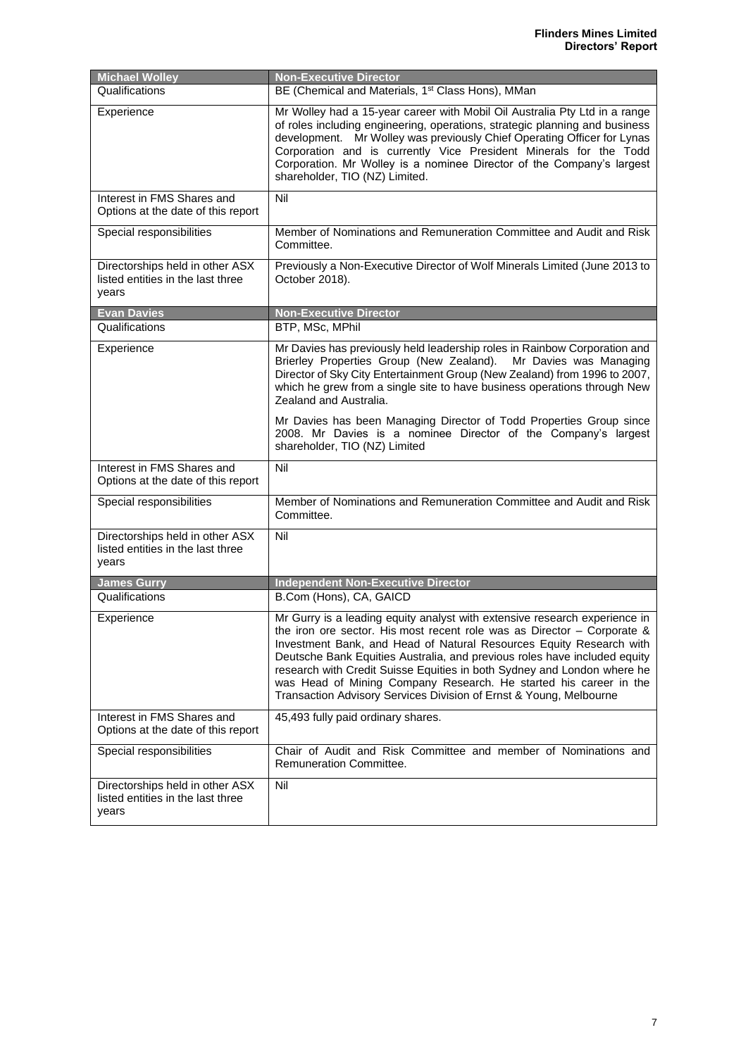| Michael Wolley | Non-Executive Director |
|---|---|
| Qualifications | BE (Chemical and Materials, 1st Class Hons), MMan |
| Experience | Mr Wolley had a 15-year career with Mobil Oil Australia Pty Ltd in a range of roles including engineering, operations, strategic planning and business development. Mr Wolley was previously Chief Operating Officer for Lynas Corporation and is currently Vice President Minerals for the Todd Corporation. Mr Wolley is a nominee Director of the Company's largest shareholder, TIO (NZ) Limited. |
| Interest in FMS Shares and Options at the date of this report | Nil |
| Special responsibilities | Member of Nominations and Remuneration Committee and Audit and Risk Committee. |
| Directorships held in other ASX listed entities in the last three years | Previously a Non-Executive Director of Wolf Minerals Limited (June 2013 to October 2018). |
| **Evan Davies** | **Non-Executive Director** |
| Qualifications | BTP, MSc, MPhil |
| Experience | Mr Davies has previously held leadership roles in Rainbow Corporation and Brierley Properties Group (New Zealand). Mr Davies was Managing Director of Sky City Entertainment Group (New Zealand) from 1996 to 2007, which he grew from a single site to have business operations through New Zealand and Australia.<br><br>Mr Davies has been Managing Director of Todd Properties Group since 2008. Mr Davies is a nominee Director of the Company's largest shareholder, TIO (NZ) Limited |
| Interest in FMS Shares and Options at the date of this report | Nil |
| Special responsibilities | Member of Nominations and Remuneration Committee and Audit and Risk Committee. |
| Directorships held in other ASX listed entities in the last three years | Nil |
| **James Gurry** | **Independent Non-Executive Director** |
| Qualifications | B.Com (Hons), CA, GAICD |
| Experience | Mr Gurry is a leading equity analyst with extensive research experience in the iron ore sector. His most recent role was as Director – Corporate & Investment Bank, and Head of Natural Resources Equity Research with Deutsche Bank Equities Australia, and previous roles have included equity research with Credit Suisse Equities in both Sydney and London where he was Head of Mining Company Research. He started his career in the Transaction Advisory Services Division of Ernst & Young, Melbourne |
| Interest in FMS Shares and Options at the date of this report | 45,493 fully paid ordinary shares. |
| Special responsibilities | Chair of Audit and Risk Committee and member of Nominations and Remuneration Committee. |
| Directorships held in other ASX listed entities in the last three years | Nil |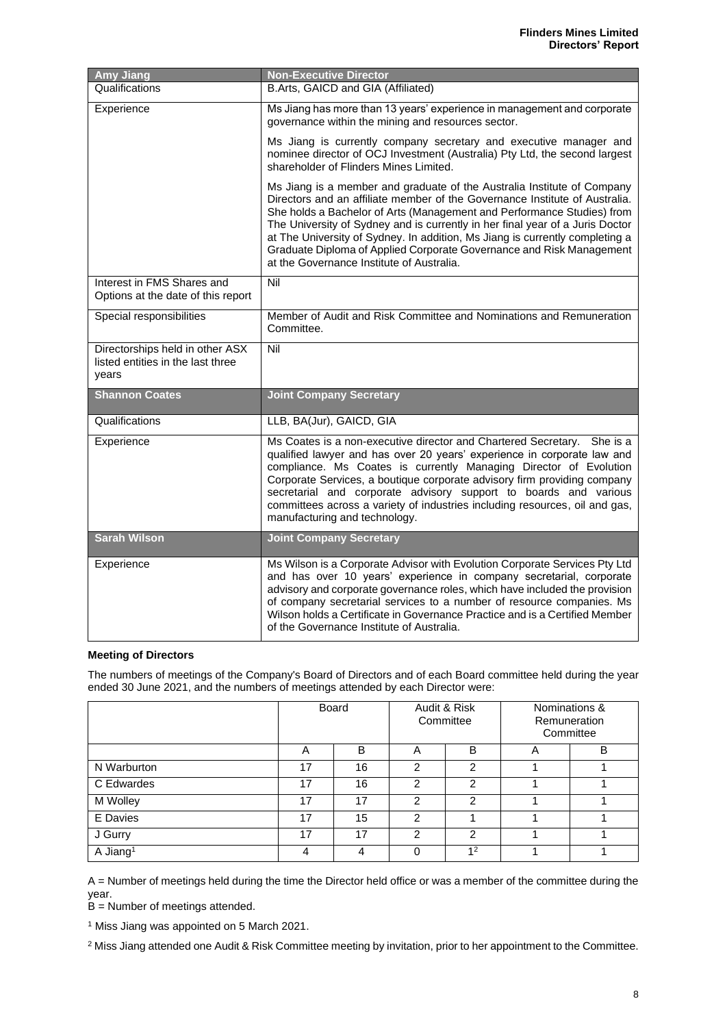| Amy Jiang | Non-Executive Director |
|---|---|
| Qualifications | B.Arts, GAICD and GIA (Affiliated) |
| Experience | Ms Jiang has more than 13 years' experience in management and corporate governance within the mining and resources sector.<br><br>Ms Jiang is currently company secretary and executive manager and nominee director of OCJ Investment (Australia) Pty Ltd, the second largest shareholder of Flinders Mines Limited.<br><br>Ms Jiang is a member and graduate of the Australia Institute of Company Directors and an affiliate member of the Governance Institute of Australia. She holds a Bachelor of Arts (Management and Performance Studies) from The University of Sydney and is currently in her final year of a Juris Doctor at The University of Sydney. In addition, Ms Jiang is currently completing a Graduate Diploma of Applied Corporate Governance and Risk Management at the Governance Institute of Australia. |
| Interest in FMS Shares and Options at the date of this report | Nil |
| Special responsibilities | Member of Audit and Risk Committee and Nominations and Remuneration Committee. |
| Directorships held in other ASX listed entities in the last three years | Nil |
| **Shannon Coates** | **Joint Company Secretary** |
| Qualifications | LLB, BA(Jur), GAICD, GIA |
| Experience | Ms Coates is a non-executive director and Chartered Secretary. She is a qualified lawyer and has over 20 years' experience in corporate law and compliance. Ms Coates is currently Managing Director of Evolution Corporate Services, a boutique corporate advisory firm providing company secretarial and corporate advisory support to boards and various committees across a variety of industries including resources, oil and gas, manufacturing and technology. |
| **Sarah Wilson** | **Joint Company Secretary** |
| Experience | Ms Wilson is a Corporate Advisor with Evolution Corporate Services Pty Ltd and has over 10 years' experience in company secretarial, corporate advisory and corporate governance roles, which have included the provision of company secretarial services to a number of resource companies. Ms Wilson holds a Certificate in Governance Practice and is a Certified Member of the Governance Institute of Australia. |

**Meeting of Directors**

The numbers of meetings of the Company's Board of Directors and of each Board committee held during the year ended 30 June 2021, and the numbers of meetings attended by each Director were:

| | Board | | Audit & Risk Committee | | Nominations & Remuneration Committee | |
|---|---|---|---|---|---|---|
| | A | B | A | B | A | B |
| N Warburton | 17 | 16 | 2 | 2 | 1 | 1 |
| C Edwardes | 17 | 16 | 2 | 2 | 1 | 1 |
| M Wolley | 17 | 17 | 2 | 2 | 1 | 1 |
| E Davies | 17 | 15 | 2 | 1 | 1 | 1 |
| J Gurry | 17 | 17 | 2 | 2 | 1 | 1 |
| A Jiang[1] | 4 | 4 | 0 | 1[2] | 1 | 1 |

A = Number of meetings held during the time the Director held office or was a member of the committee during the year.
B = Number of meetings attended.

[1] Miss Jiang was appointed on 5 March 2021.

[2] Miss Jiang attended one Audit & Risk Committee meeting by invitation, prior to her appointment to the Committee.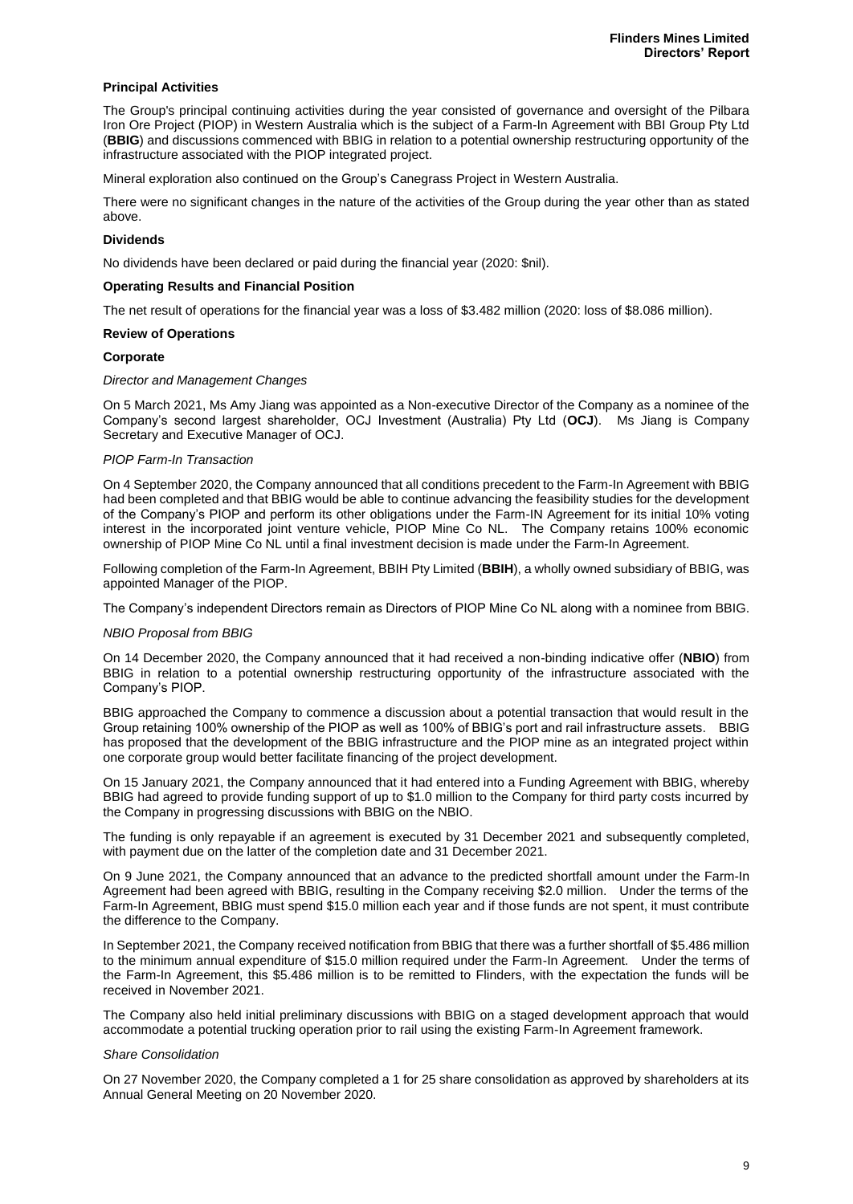### Principal Activities

The Group's principal continuing activities during the year consisted of governance and oversight of the Pilbara Iron Ore Project (PIOP) in Western Australia which is the subject of a Farm-In Agreement with BBI Group Pty Ltd (**BBIG**) and discussions commenced with BBIG in relation to a potential ownership restructuring opportunity of the infrastructure associated with the PIOP integrated project.

Mineral exploration also continued on the Group's Canegrass Project in Western Australia.

There were no significant changes in the nature of the activities of the Group during the year other than as stated above.

### Dividends

No dividends have been declared or paid during the financial year (2020: $nil).

### Operating Results and Financial Position

The net result of operations for the financial year was a loss of $3.482 million (2020: loss of $8.086 million).

### Review of Operations

#### Corporate

*Director and Management Changes*

On 5 March 2021, Ms Amy Jiang was appointed as a Non-executive Director of the Company as a nominee of the Company's second largest shareholder, OCJ Investment (Australia) Pty Ltd (**OCJ**). Ms Jiang is Company Secretary and Executive Manager of OCJ.

*PIOP Farm-In Transaction*

On 4 September 2020, the Company announced that all conditions precedent to the Farm-In Agreement with BBIG had been completed and that BBIG would be able to continue advancing the feasibility studies for the development of the Company's PIOP and perform its other obligations under the Farm-IN Agreement for its initial 10% voting interest in the incorporated joint venture vehicle, PIOP Mine Co NL. The Company retains 100% economic ownership of PIOP Mine Co NL until a final investment decision is made under the Farm-In Agreement.

Following completion of the Farm-In Agreement, BBIH Pty Limited (**BBIH**), a wholly owned subsidiary of BBIG, was appointed Manager of the PIOP.

The Company's independent Directors remain as Directors of PIOP Mine Co NL along with a nominee from BBIG.

*NBIO Proposal from BBIG*

On 14 December 2020, the Company announced that it had received a non-binding indicative offer (**NBIO**) from BBIG in relation to a potential ownership restructuring opportunity of the infrastructure associated with the Company's PIOP.

BBIG approached the Company to commence a discussion about a potential transaction that would result in the Group retaining 100% ownership of the PIOP as well as 100% of BBIG's port and rail infrastructure assets. BBIG has proposed that the development of the BBIG infrastructure and the PIOP mine as an integrated project within one corporate group would better facilitate financing of the project development.

On 15 January 2021, the Company announced that it had entered into a Funding Agreement with BBIG, whereby BBIG had agreed to provide funding support of up to $1.0 million to the Company for third party costs incurred by the Company in progressing discussions with BBIG on the NBIO.

The funding is only repayable if an agreement is executed by 31 December 2021 and subsequently completed, with payment due on the latter of the completion date and 31 December 2021.

On 9 June 2021, the Company announced that an advance to the predicted shortfall amount under the Farm-In Agreement had been agreed with BBIG, resulting in the Company receiving $2.0 million. Under the terms of the Farm-In Agreement, BBIG must spend $15.0 million each year and if those funds are not spent, it must contribute the difference to the Company.

In September 2021, the Company received notification from BBIG that there was a further shortfall of $5.486 million to the minimum annual expenditure of $15.0 million required under the Farm-In Agreement. Under the terms of the Farm-In Agreement, this $5.486 million is to be remitted to Flinders, with the expectation the funds will be received in November 2021.

The Company also held initial preliminary discussions with BBIG on a staged development approach that would accommodate a potential trucking operation prior to rail using the existing Farm-In Agreement framework.

*Share Consolidation*

On 27 November 2020, the Company completed a 1 for 25 share consolidation as approved by shareholders at its Annual General Meeting on 20 November 2020.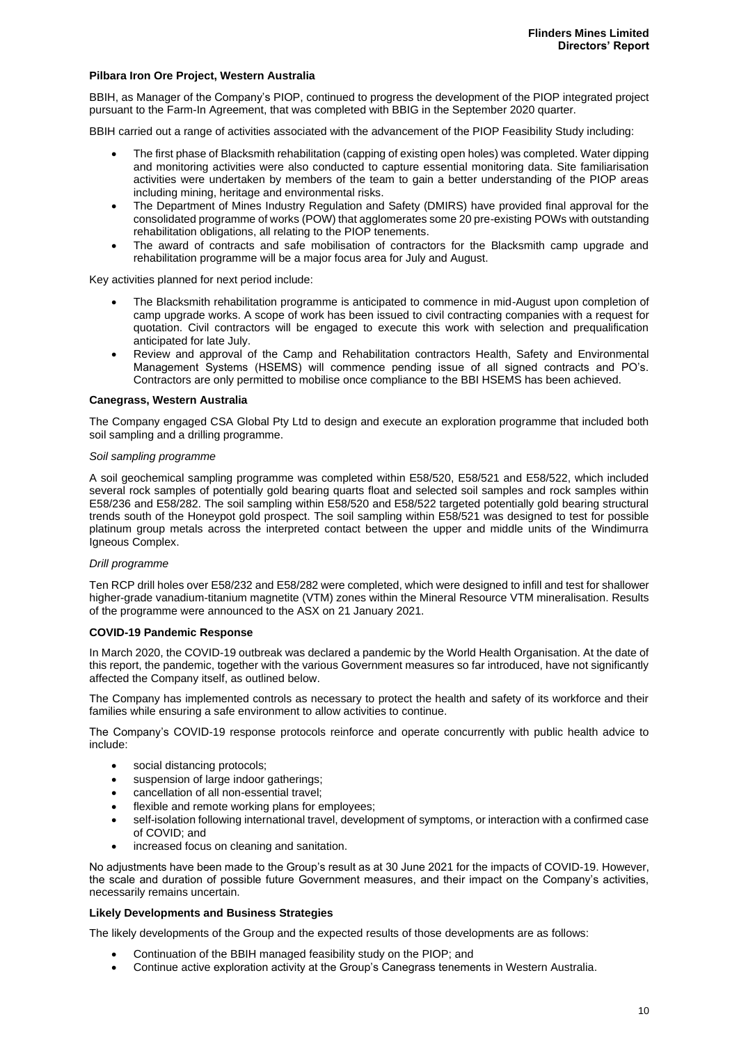### Pilbara Iron Ore Project, Western Australia

BBIH, as Manager of the Company's PIOP, continued to progress the development of the PIOP integrated project pursuant to the Farm-In Agreement, that was completed with BBIG in the September 2020 quarter.

BBIH carried out a range of activities associated with the advancement of the PIOP Feasibility Study including:

- The first phase of Blacksmith rehabilitation (capping of existing open holes) was completed. Water dipping and monitoring activities were also conducted to capture essential monitoring data. Site familiarisation activities were undertaken by members of the team to gain a better understanding of the PIOP areas including mining, heritage and environmental risks.
- The Department of Mines Industry Regulation and Safety (DMIRS) have provided final approval for the consolidated programme of works (POW) that agglomerates some 20 pre-existing POWs with outstanding rehabilitation obligations, all relating to the PIOP tenements.
- The award of contracts and safe mobilisation of contractors for the Blacksmith camp upgrade and rehabilitation programme will be a major focus area for July and August.

Key activities planned for next period include:

- The Blacksmith rehabilitation programme is anticipated to commence in mid-August upon completion of camp upgrade works. A scope of work has been issued to civil contracting companies with a request for quotation. Civil contractors will be engaged to execute this work with selection and prequalification anticipated for late July.
- Review and approval of the Camp and Rehabilitation contractors Health, Safety and Environmental Management Systems (HSEMS) will commence pending issue of all signed contracts and PO's. Contractors are only permitted to mobilise once compliance to the BBI HSEMS has been achieved.

### Canegrass, Western Australia

The Company engaged CSA Global Pty Ltd to design and execute an exploration programme that included both soil sampling and a drilling programme.

*Soil sampling programme*

A soil geochemical sampling programme was completed within E58/520, E58/521 and E58/522, which included several rock samples of potentially gold bearing quarts float and selected soil samples and rock samples within E58/236 and E58/282. The soil sampling within E58/520 and E58/522 targeted potentially gold bearing structural trends south of the Honeypot gold prospect. The soil sampling within E58/521 was designed to test for possible platinum group metals across the interpreted contact between the upper and middle units of the Windimurra Igneous Complex.

*Drill programme*

Ten RCP drill holes over E58/232 and E58/282 were completed, which were designed to infill and test for shallower higher-grade vanadium-titanium magnetite (VTM) zones within the Mineral Resource VTM mineralisation. Results of the programme were announced to the ASX on 21 January 2021.

### COVID-19 Pandemic Response

In March 2020, the COVID-19 outbreak was declared a pandemic by the World Health Organisation. At the date of this report, the pandemic, together with the various Government measures so far introduced, have not significantly affected the Company itself, as outlined below.

The Company has implemented controls as necessary to protect the health and safety of its workforce and their families while ensuring a safe environment to allow activities to continue.

The Company's COVID-19 response protocols reinforce and operate concurrently with public health advice to include:

- social distancing protocols;
- suspension of large indoor gatherings;
- cancellation of all non-essential travel;
- flexible and remote working plans for employees;
- self-isolation following international travel, development of symptoms, or interaction with a confirmed case of COVID; and
- increased focus on cleaning and sanitation.

No adjustments have been made to the Group's result as at 30 June 2021 for the impacts of COVID-19. However, the scale and duration of possible future Government measures, and their impact on the Company's activities, necessarily remains uncertain.

### Likely Developments and Business Strategies

The likely developments of the Group and the expected results of those developments are as follows:

- Continuation of the BBIH managed feasibility study on the PIOP; and
- Continue active exploration activity at the Group's Canegrass tenements in Western Australia.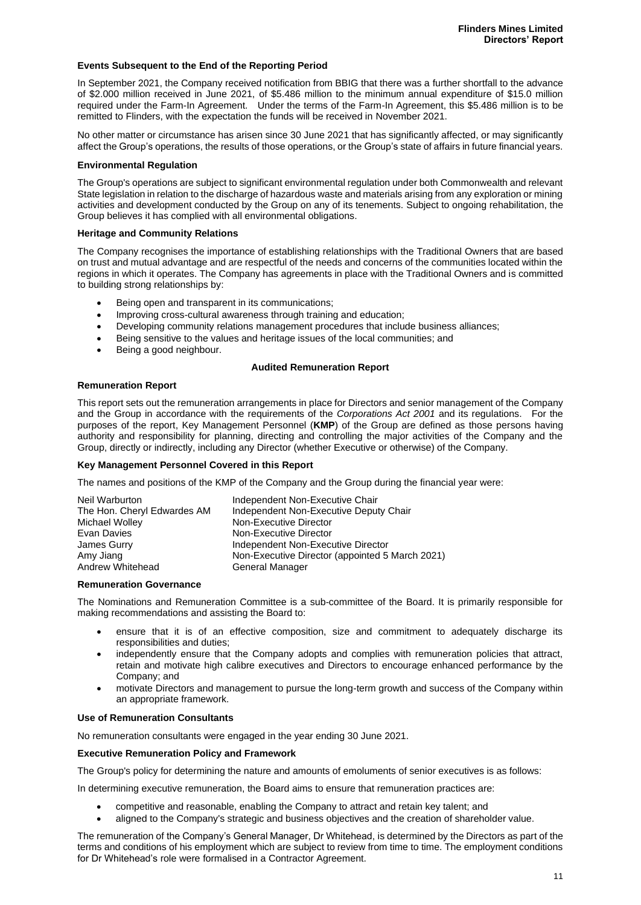### Events Subsequent to the End of the Reporting Period

In September 2021, the Company received notification from BBIG that there was a further shortfall to the advance of $2.000 million received in June 2021, of $5.486 million to the minimum annual expenditure of $15.0 million required under the Farm-In Agreement. Under the terms of the Farm-In Agreement, this $5.486 million is to be remitted to Flinders, with the expectation the funds will be received in November 2021.

No other matter or circumstance has arisen since 30 June 2021 that has significantly affected, or may significantly affect the Group's operations, the results of those operations, or the Group's state of affairs in future financial years.

### Environmental Regulation

The Group's operations are subject to significant environmental regulation under both Commonwealth and relevant State legislation in relation to the discharge of hazardous waste and materials arising from any exploration or mining activities and development conducted by the Group on any of its tenements. Subject to ongoing rehabilitation, the Group believes it has complied with all environmental obligations.

### Heritage and Community Relations

The Company recognises the importance of establishing relationships with the Traditional Owners that are based on trust and mutual advantage and are respectful of the needs and concerns of the communities located within the regions in which it operates. The Company has agreements in place with the Traditional Owners and is committed to building strong relationships by:

- Being open and transparent in its communications;
- Improving cross-cultural awareness through training and education;
- Developing community relations management procedures that include business alliances;
- Being sensitive to the values and heritage issues of the local communities; and
- Being a good neighbour.

## Audited Remuneration Report

### Remuneration Report

This report sets out the remuneration arrangements in place for Directors and senior management of the Company and the Group in accordance with the requirements of the *Corporations Act 2001* and its regulations. For the purposes of the report, Key Management Personnel (**KMP**) of the Group are defined as those persons having authority and responsibility for planning, directing and controlling the major activities of the Company and the Group, directly or indirectly, including any Director (whether Executive or otherwise) of the Company.

### Key Management Personnel Covered in this Report

The names and positions of the KMP of the Company and the Group during the financial year were:

| Name | Position |
|---|---|
| Neil Warburton | Independent Non-Executive Chair |
| The Hon. Cheryl Edwardes AM | Independent Non-Executive Deputy Chair |
| Michael Wolley | Non-Executive Director |
| Evan Davies | Non-Executive Director |
| James Gurry | Independent Non-Executive Director |
| Amy Jiang | Non-Executive Director (appointed 5 March 2021) |
| Andrew Whitehead | General Manager |

### Remuneration Governance

The Nominations and Remuneration Committee is a sub-committee of the Board. It is primarily responsible for making recommendations and assisting the Board to:

- ensure that it is of an effective composition, size and commitment to adequately discharge its responsibilities and duties;
- independently ensure that the Company adopts and complies with remuneration policies that attract, retain and motivate high calibre executives and Directors to encourage enhanced performance by the Company; and
- motivate Directors and management to pursue the long-term growth and success of the Company within an appropriate framework.

### Use of Remuneration Consultants

No remuneration consultants were engaged in the year ending 30 June 2021.

### Executive Remuneration Policy and Framework

The Group's policy for determining the nature and amounts of emoluments of senior executives is as follows:

In determining executive remuneration, the Board aims to ensure that remuneration practices are:

- competitive and reasonable, enabling the Company to attract and retain key talent; and
- aligned to the Company's strategic and business objectives and the creation of shareholder value.

The remuneration of the Company's General Manager, Dr Whitehead, is determined by the Directors as part of the terms and conditions of his employment which are subject to review from time to time. The employment conditions for Dr Whitehead's role were formalised in a Contractor Agreement.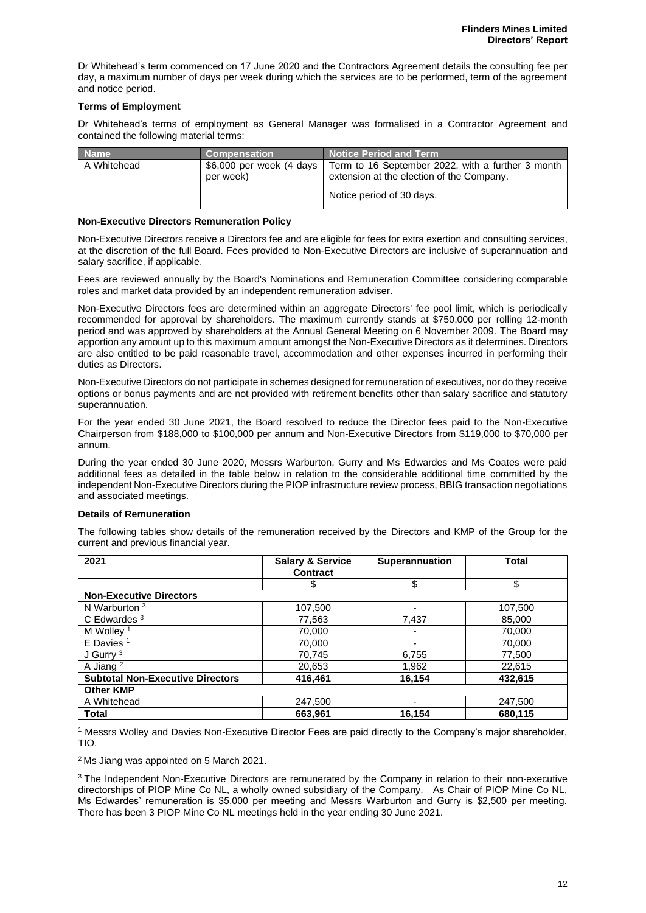Dr Whitehead's term commenced on 17 June 2020 and the Contractors Agreement details the consulting fee per day, a maximum number of days per week during which the services are to be performed, term of the agreement and notice period.

**Terms of Employment**

Dr Whitehead's terms of employment as General Manager was formalised in a Contractor Agreement and contained the following material terms:

| Name | Compensation | Notice Period and Term |
|---|---|---|
| A Whitehead | $6,000 per week (4 days per week) | Term to 16 September 2022, with a further 3 month extension at the election of the Company.<br><br>Notice period of 30 days. |

**Non-Executive Directors Remuneration Policy**

Non-Executive Directors receive a Directors fee and are eligible for fees for extra exertion and consulting services, at the discretion of the full Board. Fees provided to Non-Executive Directors are inclusive of superannuation and salary sacrifice, if applicable.

Fees are reviewed annually by the Board's Nominations and Remuneration Committee considering comparable roles and market data provided by an independent remuneration adviser.

Non-Executive Directors fees are determined within an aggregate Directors' fee pool limit, which is periodically recommended for approval by shareholders. The maximum currently stands at $750,000 per rolling 12-month period and was approved by shareholders at the Annual General Meeting on 6 November 2009. The Board may apportion any amount up to this maximum amount amongst the Non-Executive Directors as it determines. Directors are also entitled to be paid reasonable travel, accommodation and other expenses incurred in performing their duties as Directors.

Non-Executive Directors do not participate in schemes designed for remuneration of executives, nor do they receive options or bonus payments and are not provided with retirement benefits other than salary sacrifice and statutory superannuation.

For the year ended 30 June 2021, the Board resolved to reduce the Director fees paid to the Non-Executive Chairperson from $188,000 to $100,000 per annum and Non-Executive Directors from $119,000 to $70,000 per annum.

During the year ended 30 June 2020, Messrs Warburton, Gurry and Ms Edwardes and Ms Coates were paid additional fees as detailed in the table below in relation to the considerable additional time committed by the independent Non-Executive Directors during the PIOP infrastructure review process, BBIG transaction negotiations and associated meetings.

**Details of Remuneration**

The following tables show details of the remuneration received by the Directors and KMP of the Group for the current and previous financial year.

| 2021 | Salary & Service Contract | Superannuation | Total |
|---|---|---|---|
| | $ | $ | $ |
| **Non-Executive Directors** | | | |
| N Warburton [3] | 107,500 | - | 107,500 |
| C Edwardes [3] | 77,563 | 7,437 | 85,000 |
| M Wolley [1] | 70,000 | - | 70,000 |
| E Davies [1] | 70,000 | - | 70,000 |
| J Gurry [3] | 70,745 | 6,755 | 77,500 |
| A Jiang [2] | 20,653 | 1,962 | 22,615 |
| **Subtotal Non-Executive Directors** | **416,461** | **16,154** | **432,615** |
| **Other KMP** | | | |
| A Whitehead | 247,500 | - | 247,500 |
| **Total** | **663,961** | **16,154** | **680,115** |

[1] Messrs Wolley and Davies Non-Executive Director Fees are paid directly to the Company's major shareholder, TIO.

[2] Ms Jiang was appointed on 5 March 2021.

[3] The Independent Non-Executive Directors are remunerated by the Company in relation to their non-executive directorships of PIOP Mine Co NL, a wholly owned subsidiary of the Company. As Chair of PIOP Mine Co NL, Ms Edwardes' remuneration is $5,000 per meeting and Messrs Warburton and Gurry is $2,500 per meeting. There has been 3 PIOP Mine Co NL meetings held in the year ending 30 June 2021.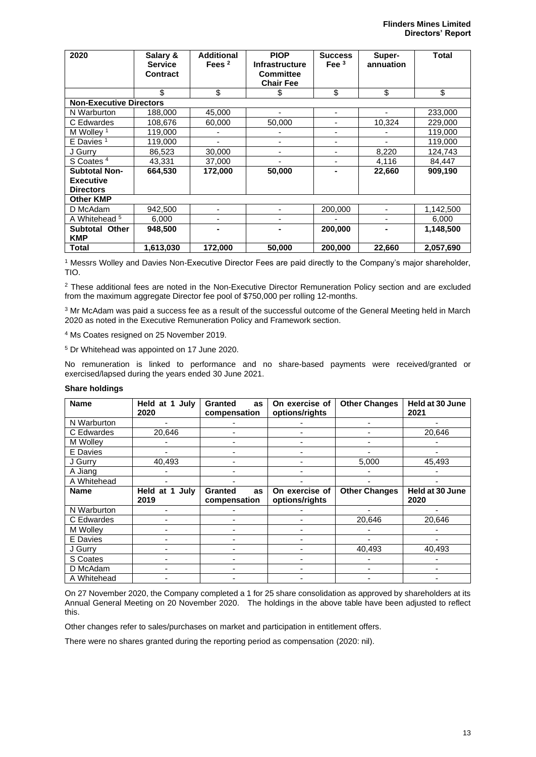| 2020 | Salary & Service Contract | Additional Fees [2] | PIOP Infrastructure Committee Chair Fee | Success Fee [3] | Super-annuation | Total |
|---|---|---|---|---|---|---|
| | $ | $ | $ | $ | $ | $ |
| **Non-Executive Directors** | | | | | | |
| N Warburton | 188,000 | 45,000 | - | - | - | 233,000 |
| C Edwardes | 108,676 | 60,000 | 50,000 | - | 10,324 | 229,000 |
| M Wolley [1] | 119,000 | - | - | - | - | 119,000 |
| E Davies [1] | 119,000 | - | - | - | - | 119,000 |
| J Gurry | 86,523 | 30,000 | - | - | 8,220 | 124,743 |
| S Coates [4] | 43,331 | 37,000 | - | - | 4,116 | 84,447 |
| **Subtotal Non-Executive Directors** | **664,530** | **172,000** | **50,000** | **-** | **22,660** | **909,190** |
| **Other KMP** | | | | | | |
| D McAdam | 942,500 | - | - | 200,000 | - | 1,142,500 |
| A Whitehead [5] | 6,000 | - | - | - | - | 6,000 |
| **Subtotal Other KMP** | **948,500** | **-** | **-** | **200,000** | **-** | **1,148,500** |
| **Total** | **1,613,030** | **172,000** | **50,000** | **200,000** | **22,660** | **2,057,690** |

[1] Messrs Wolley and Davies Non-Executive Director Fees are paid directly to the Company's major shareholder, TIO.

[2] These additional fees are noted in the Non-Executive Director Remuneration Policy section and are excluded from the maximum aggregate Director fee pool of $750,000 per rolling 12-months.

[3] Mr McAdam was paid a success fee as a result of the successful outcome of the General Meeting held in March 2020 as noted in the Executive Remuneration Policy and Framework section.

[4] Ms Coates resigned on 25 November 2019.

[5] Dr Whitehead was appointed on 17 June 2020.

No remuneration is linked to performance and no share-based payments were received/granted or exercised/lapsed during the years ended 30 June 2021.

**Share holdings**

| Name | Held at 1 July 2020 | Granted as compensation | On exercise of options/rights | Other Changes | Held at 30 June 2021 |
|---|---|---|---|---|---|
| N Warburton | - | - | - | - | - |
| C Edwardes | 20,646 | - | - | - | 20,646 |
| M Wolley | - | - | - | - | - |
| E Davies | - | - | - | - | - |
| J Gurry | 40,493 | - | - | 5,000 | 45,493 |
| A Jiang | - | - | - | - | - |
| A Whitehead | - | - | - | - | - |
| **Name** | **Held at 1 July 2019** | **Granted as compensation** | **On exercise of options/rights** | **Other Changes** | **Held at 30 June 2020** |
| N Warburton | - | - | - | - | - |
| C Edwardes | - | - | - | 20,646 | 20,646 |
| M Wolley | - | - | - | - | - |
| E Davies | - | - | - | - | - |
| J Gurry | - | - | - | 40,493 | 40,493 |
| S Coates | - | - | - | - | - |
| D McAdam | - | - | - | - | - |
| A Whitehead | - | - | - | - | - |

On 27 November 2020, the Company completed a 1 for 25 share consolidation as approved by shareholders at its Annual General Meeting on 20 November 2020. The holdings in the above table have been adjusted to reflect this.

Other changes refer to sales/purchases on market and participation in entitlement offers.

There were no shares granted during the reporting period as compensation (2020: nil).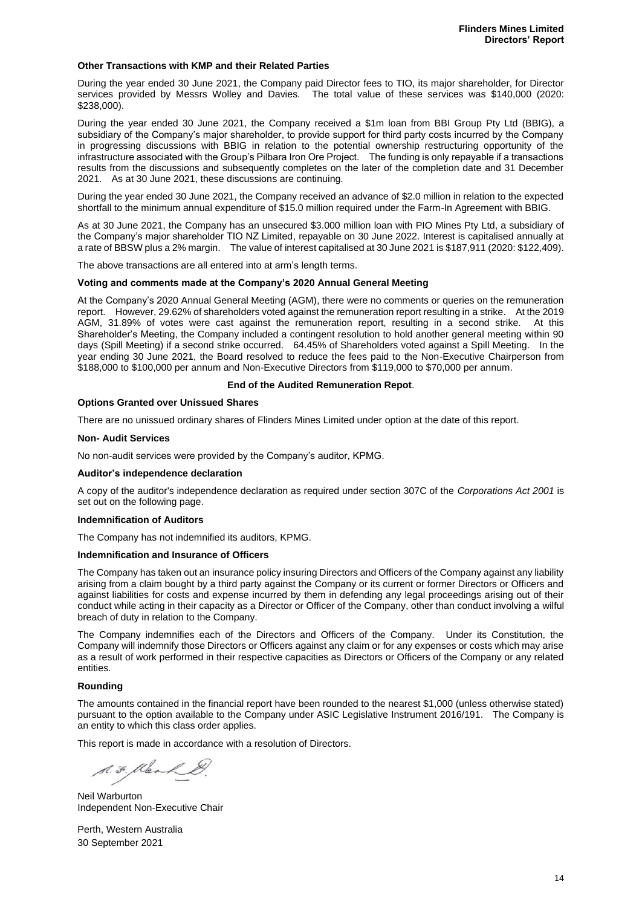**Other Transactions with KMP and their Related Parties**

During the year ended 30 June 2021, the Company paid Director fees to TIO, its major shareholder, for Director services provided by Messrs Wolley and Davies. The total value of these services was $140,000 (2020: $238,000).

During the year ended 30 June 2021, the Company received a $1m loan from BBI Group Pty Ltd (BBIG), a subsidiary of the Company's major shareholder, to provide support for third party costs incurred by the Company in progressing discussions with BBIG in relation to the potential ownership restructuring opportunity of the infrastructure associated with the Group's Pilbara Iron Ore Project. The funding is only repayable if a transactions results from the discussions and subsequently completes on the later of the completion date and 31 December 2021. As at 30 June 2021, these discussions are continuing.

During the year ended 30 June 2021, the Company received an advance of $2.0 million in relation to the expected shortfall to the minimum annual expenditure of $15.0 million required under the Farm-In Agreement with BBIG.

As at 30 June 2021, the Company has an unsecured $3.000 million loan with PIO Mines Pty Ltd, a subsidiary of the Company's major shareholder TIO NZ Limited, repayable on 30 June 2022. Interest is capitalised annually at a rate of BBSW plus a 2% margin. The value of interest capitalised at 30 June 2021 is $187,911 (2020: $122,409).

The above transactions are all entered into at arm's length terms.

**Voting and comments made at the Company's 2020 Annual General Meeting**

At the Company's 2020 Annual General Meeting (AGM), there were no comments or queries on the remuneration report. However, 29.62% of shareholders voted against the remuneration report resulting in a strike. At the 2019 AGM, 31.89% of votes were cast against the remuneration report, resulting in a second strike. At this Shareholder's Meeting, the Company included a contingent resolution to hold another general meeting within 90 days (Spill Meeting) if a second strike occurred. 64.45% of Shareholders voted against a Spill Meeting. In the year ending 30 June 2021, the Board resolved to reduce the fees paid to the Non-Executive Chairperson from $188,000 to $100,000 per annum and Non-Executive Directors from $119,000 to $70,000 per annum.

**End of the Audited Remuneration Repot**.

**Options Granted over Unissued Shares**

There are no unissued ordinary shares of Flinders Mines Limited under option at the date of this report.

**Non- Audit Services**

No non-audit services were provided by the Company's auditor, KPMG.

**Auditor's independence declaration**

A copy of the auditor's independence declaration as required under section 307C of the *Corporations Act 2001* is set out on the following page.

**Indemnification of Auditors**

The Company has not indemnified its auditors, KPMG.

**Indemnification and Insurance of Officers**

The Company has taken out an insurance policy insuring Directors and Officers of the Company against any liability arising from a claim bought by a third party against the Company or its current or former Directors or Officers and against liabilities for costs and expense incurred by them in defending any legal proceedings arising out of their conduct while acting in their capacity as a Director or Officer of the Company, other than conduct involving a wilful breach of duty in relation to the Company.

The Company indemnifies each of the Directors and Officers of the Company. Under its Constitution, the Company will indemnify those Directors or Officers against any claim or for any expenses or costs which may arise as a result of work performed in their respective capacities as Directors or Officers of the Company or any related entities.

**Rounding**

The amounts contained in the financial report have been rounded to the nearest $1,000 (unless otherwise stated) pursuant to the option available to the Company under ASIC Legislative Instrument 2016/191. The Company is an entity to which this class order applies.

This report is made in accordance with a resolution of Directors.

Neil Warburton
Independent Non-Executive Chair

Perth, Western Australia
30 September 2021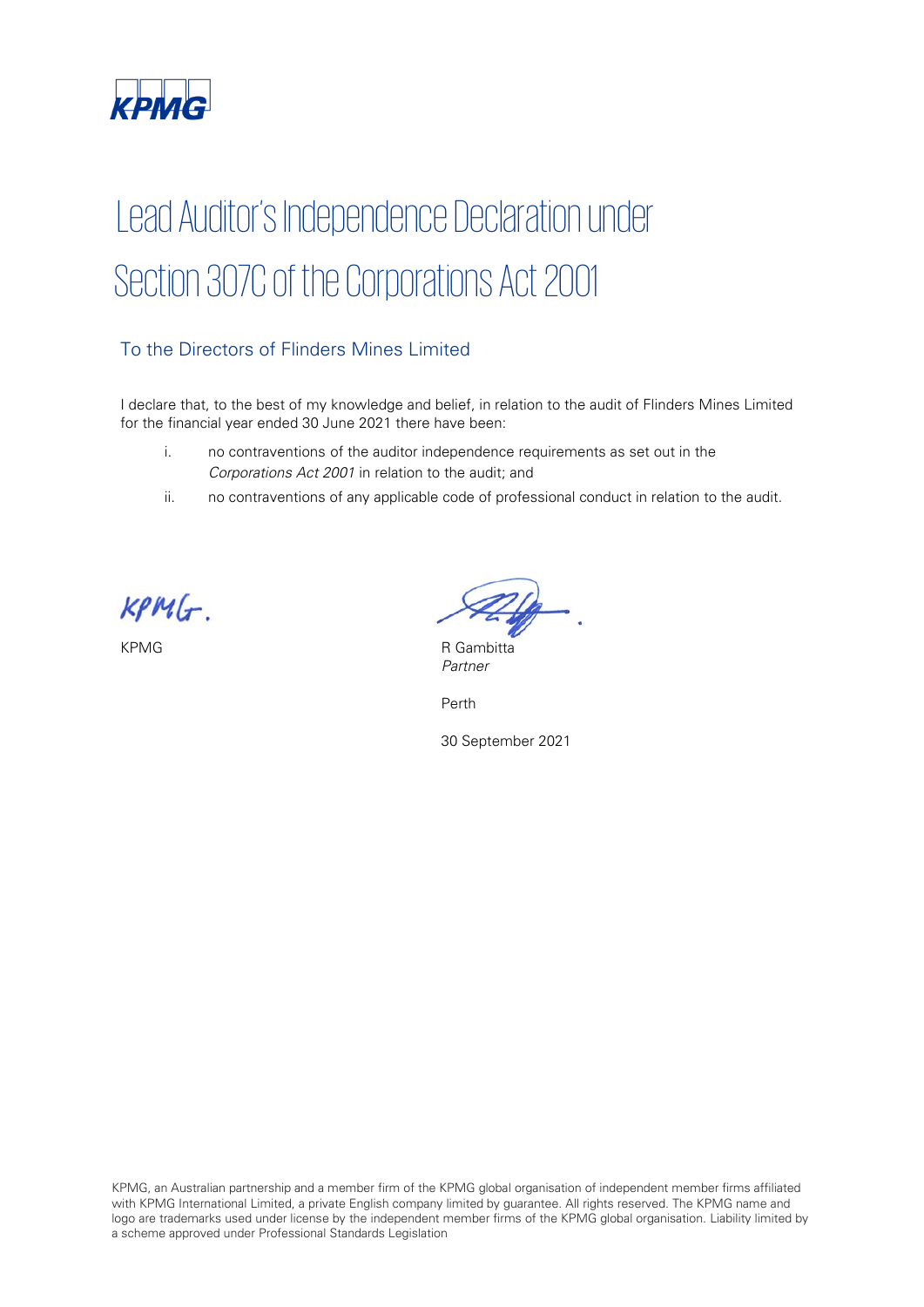# Lead Auditor's Independence Declaration under Section 307C of the Corporations Act 2001

## To the Directors of Flinders Mines Limited

I declare that, to the best of my knowledge and belief, in relation to the audit of Flinders Mines Limited for the financial year ended 30 June 2021 there have been:

i. no contraventions of the auditor independence requirements as set out in the *Corporations Act 2001* in relation to the audit; and

ii. no contraventions of any applicable code of professional conduct in relation to the audit.

KPMG

R Gambitta
*Partner*

Perth

30 September 2021

KPMG, an Australian partnership and a member firm of the KPMG global organisation of independent member firms affiliated with KPMG International Limited, a private English company limited by guarantee. All rights reserved. The KPMG name and logo are trademarks used under license by the independent member firms of the KPMG global organisation. Liability limited by a scheme approved under Professional Standards Legislation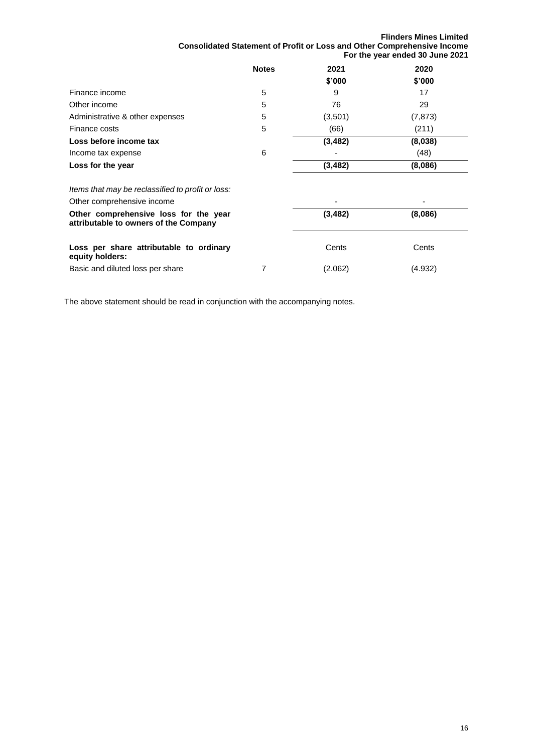**Flinders Mines Limited**
**Consolidated Statement of Profit or Loss and Other Comprehensive Income**
**For the year ended 30 June 2021**

| | Notes | 2021 | 2020 |
|---|---|---|---|
| | | $'000 | $'000 |
| Finance income | 5 | 9 | 17 |
| Other income | 5 | 76 | 29 |
| Administrative & other expenses | 5 | (3,501) | (7,873) |
| Finance costs | 5 | (66) | (211) |
| **Loss before income tax** | | **(3,482)** | **(8,038)** |
| Income tax expense | 6 | - | (48) |
| **Loss for the year** | | **(3,482)** | **(8,086)** |
| *Items that may be reclassified to profit or loss:* | | | |
| Other comprehensive income | | - | - |
| **Other comprehensive loss for the year attributable to owners of the Company** | | **(3,482)** | **(8,086)** |
| **Loss per share attributable to ordinary equity holders:** | | Cents | Cents |
| Basic and diluted loss per share | 7 | (2.062) | (4.932) |

The above statement should be read in conjunction with the accompanying notes.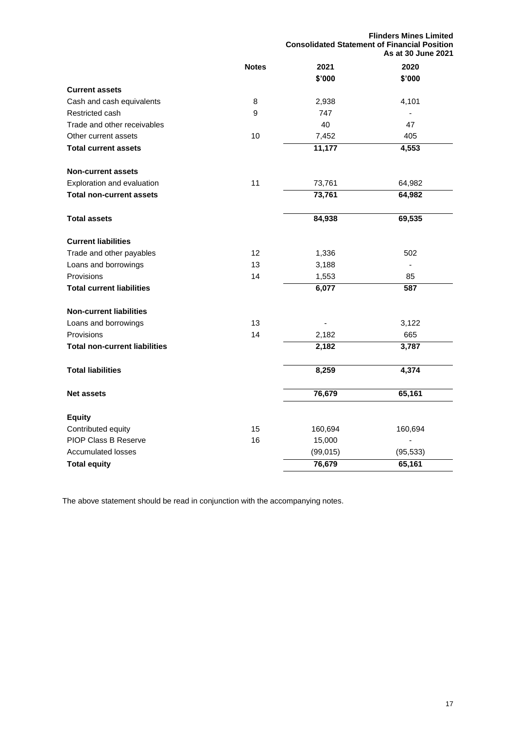**Flinders Mines Limited**
**Consolidated Statement of Financial Position**
**As at 30 June 2021**

| | Notes | 2021 | 2020 |
|---|---|---|---|
| | | **$'000** | **$'000** |
| **Current assets** | | | |
| Cash and cash equivalents | 8 | 2,938 | 4,101 |
| Restricted cash | 9 | 747 | - |
| Trade and other receivables | | 40 | 47 |
| Other current assets | 10 | 7,452 | 405 |
| **Total current assets** | | **11,177** | **4,553** |
| | | | |
| **Non-current assets** | | | |
| Exploration and evaluation | 11 | 73,761 | 64,982 |
| **Total non-current assets** | | **73,761** | **64,982** |
| | | | |
| **Total assets** | | **84,938** | **69,535** |
| | | | |
| **Current liabilities** | | | |
| Trade and other payables | 12 | 1,336 | 502 |
| Loans and borrowings | 13 | 3,188 | - |
| Provisions | 14 | 1,553 | 85 |
| **Total current liabilities** | | **6,077** | **587** |
| | | | |
| **Non-current liabilities** | | | |
| Loans and borrowings | 13 | - | 3,122 |
| Provisions | 14 | 2,182 | 665 |
| **Total non-current liabilities** | | **2,182** | **3,787** |
| | | | |
| **Total liabilities** | | **8,259** | **4,374** |
| | | | |
| **Net assets** | | **76,679** | **65,161** |
| | | | |
| **Equity** | | | |
| Contributed equity | 15 | 160,694 | 160,694 |
| PIOP Class B Reserve | 16 | 15,000 | - |
| Accumulated losses | | (99,015) | (95,533) |
| **Total equity** | | **76,679** | **65,161** |

The above statement should be read in conjunction with the accompanying notes.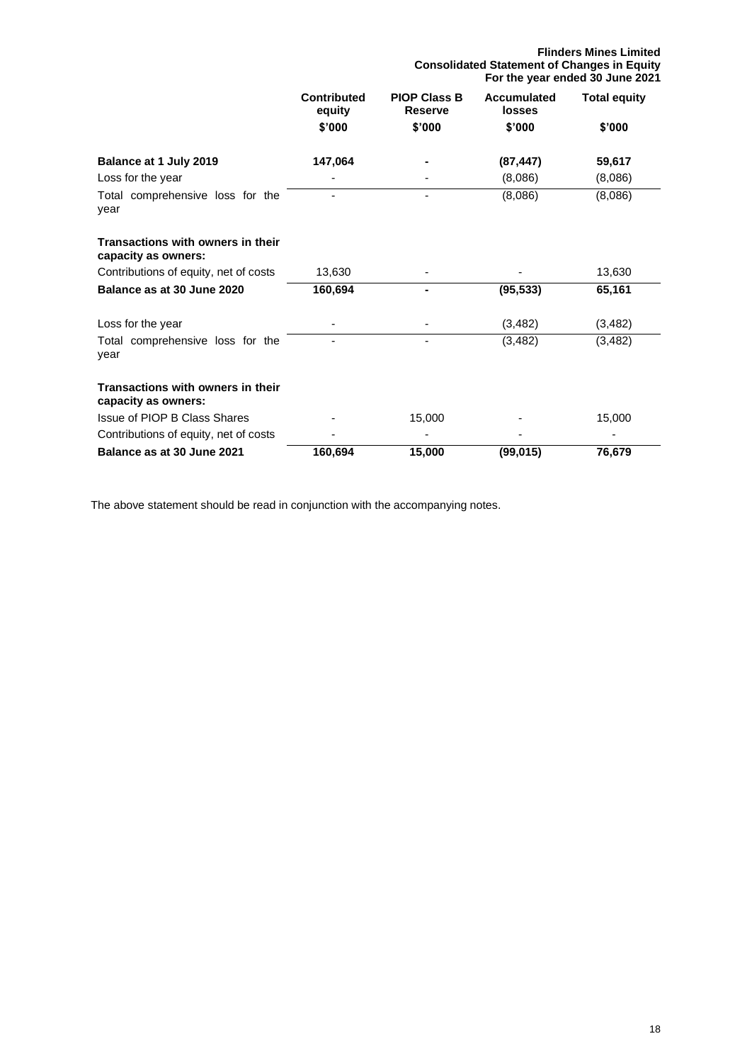**Flinders Mines Limited**
**Consolidated Statement of Changes in Equity**
**For the year ended 30 June 2021**

| | Contributed equity | PIOP Class B Reserve | Accumulated losses | Total equity |
|---|---|---|---|---|
| | $'000 | $'000 | $'000 | $'000 |
| **Balance at 1 July 2019** | **147,064** | **-** | **(87,447)** | **59,617** |
| Loss for the year | - | - | (8,086) | (8,086) |
| Total comprehensive loss for the year | - | - | (8,086) | (8,086) |
| **Transactions with owners in their capacity as owners:** | | | | |
| Contributions of equity, net of costs | 13,630 | - | - | 13,630 |
| **Balance as at 30 June 2020** | **160,694** | **-** | **(95,533)** | **65,161** |
| Loss for the year | - | - | (3,482) | (3,482) |
| Total comprehensive loss for the year | - | - | (3,482) | (3,482) |
| **Transactions with owners in their capacity as owners:** | | | | |
| Issue of PIOP B Class Shares | - | 15,000 | - | 15,000 |
| Contributions of equity, net of costs | - | - | - | - |
| **Balance as at 30 June 2021** | **160,694** | **15,000** | **(99,015)** | **76,679** |

The above statement should be read in conjunction with the accompanying notes.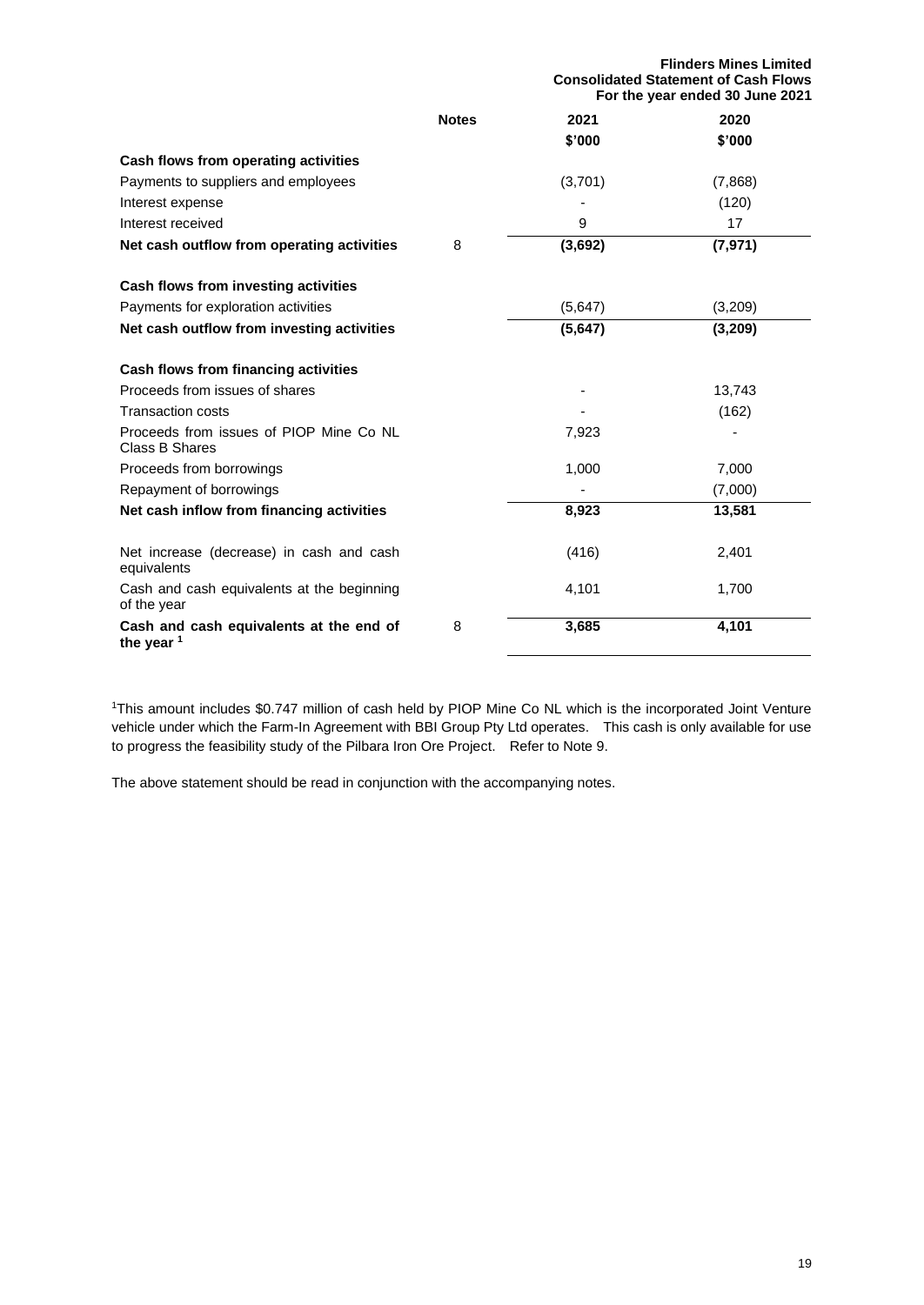**Flinders Mines Limited**
**Consolidated Statement of Cash Flows**
**For the year ended 30 June 2021**

| | Notes | 2021 | 2020 |
|---|---|---|---|
| | | $'000 | $'000 |
| **Cash flows from operating activities** | | | |
| Payments to suppliers and employees | | (3,701) | (7,868) |
| Interest expense | | - | (120) |
| Interest received | | 9 | 17 |
| **Net cash outflow from operating activities** | 8 | **(3,692)** | **(7,971)** |
| | | | |
| **Cash flows from investing activities** | | | |
| Payments for exploration activities | | (5,647) | (3,209) |
| **Net cash outflow from investing activities** | | **(5,647)** | **(3,209)** |
| | | | |
| **Cash flows from financing activities** | | | |
| Proceeds from issues of shares | | - | 13,743 |
| Transaction costs | | - | (162) |
| Proceeds from issues of PIOP Mine Co NL Class B Shares | | 7,923 | - |
| Proceeds from borrowings | | 1,000 | 7,000 |
| Repayment of borrowings | | - | (7,000) |
| **Net cash inflow from financing activities** | | **8,923** | **13,581** |
| | | | |
| Net increase (decrease) in cash and cash equivalents | | (416) | 2,401 |
| Cash and cash equivalents at the beginning of the year | | 4,101 | 1,700 |
| **Cash and cash equivalents at the end of the year [1]** | 8 | **3,685** | **4,101** |

[1]This amount includes $0.747 million of cash held by PIOP Mine Co NL which is the incorporated Joint Venture vehicle under which the Farm-In Agreement with BBI Group Pty Ltd operates. This cash is only available for use to progress the feasibility study of the Pilbara Iron Ore Project. Refer to Note 9.

The above statement should be read in conjunction with the accompanying notes.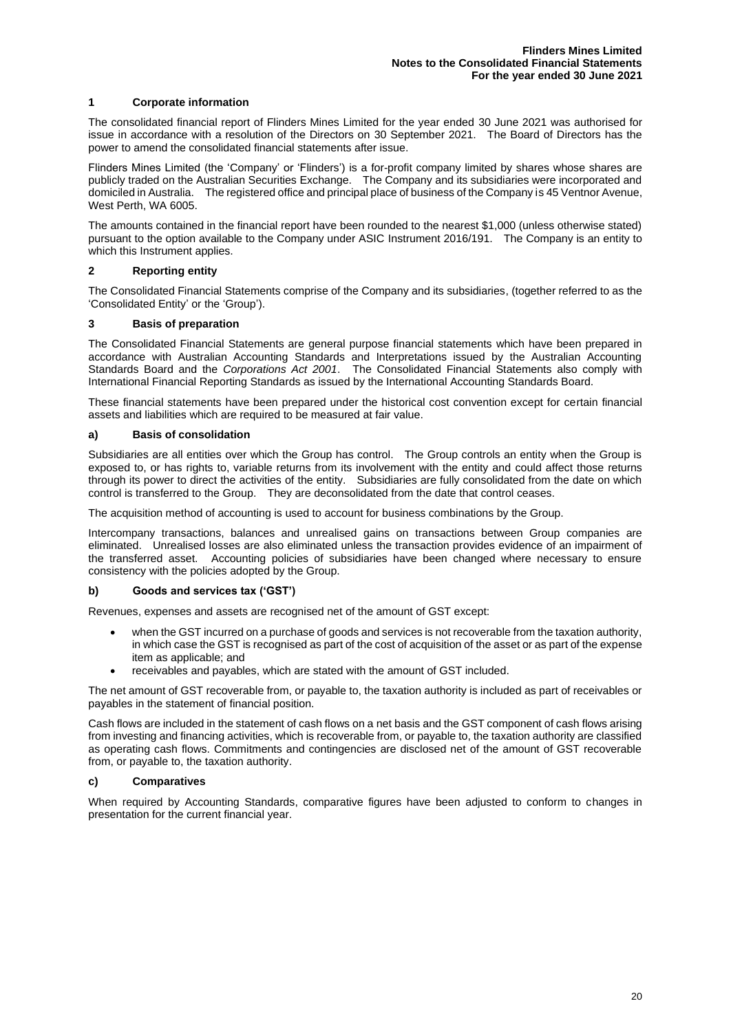## 1 Corporate information

The consolidated financial report of Flinders Mines Limited for the year ended 30 June 2021 was authorised for issue in accordance with a resolution of the Directors on 30 September 2021. The Board of Directors has the power to amend the consolidated financial statements after issue.

Flinders Mines Limited (the 'Company' or 'Flinders') is a for-profit company limited by shares whose shares are publicly traded on the Australian Securities Exchange. The Company and its subsidiaries were incorporated and domiciled in Australia. The registered office and principal place of business of the Company is 45 Ventnor Avenue, West Perth, WA 6005.

The amounts contained in the financial report have been rounded to the nearest $1,000 (unless otherwise stated) pursuant to the option available to the Company under ASIC Instrument 2016/191. The Company is an entity to which this Instrument applies.

## 2 Reporting entity

The Consolidated Financial Statements comprise of the Company and its subsidiaries, (together referred to as the 'Consolidated Entity' or the 'Group').

## 3 Basis of preparation

The Consolidated Financial Statements are general purpose financial statements which have been prepared in accordance with Australian Accounting Standards and Interpretations issued by the Australian Accounting Standards Board and the *Corporations Act 2001*. The Consolidated Financial Statements also comply with International Financial Reporting Standards as issued by the International Accounting Standards Board.

These financial statements have been prepared under the historical cost convention except for certain financial assets and liabilities which are required to be measured at fair value.

### a) Basis of consolidation

Subsidiaries are all entities over which the Group has control. The Group controls an entity when the Group is exposed to, or has rights to, variable returns from its involvement with the entity and could affect those returns through its power to direct the activities of the entity. Subsidiaries are fully consolidated from the date on which control is transferred to the Group. They are deconsolidated from the date that control ceases.

The acquisition method of accounting is used to account for business combinations by the Group.

Intercompany transactions, balances and unrealised gains on transactions between Group companies are eliminated. Unrealised losses are also eliminated unless the transaction provides evidence of an impairment of the transferred asset. Accounting policies of subsidiaries have been changed where necessary to ensure consistency with the policies adopted by the Group.

### b) Goods and services tax ('GST')

Revenues, expenses and assets are recognised net of the amount of GST except:

- when the GST incurred on a purchase of goods and services is not recoverable from the taxation authority, in which case the GST is recognised as part of the cost of acquisition of the asset or as part of the expense item as applicable; and
- receivables and payables, which are stated with the amount of GST included.

The net amount of GST recoverable from, or payable to, the taxation authority is included as part of receivables or payables in the statement of financial position.

Cash flows are included in the statement of cash flows on a net basis and the GST component of cash flows arising from investing and financing activities, which is recoverable from, or payable to, the taxation authority are classified as operating cash flows. Commitments and contingencies are disclosed net of the amount of GST recoverable from, or payable to, the taxation authority.

### c) Comparatives

When required by Accounting Standards, comparative figures have been adjusted to conform to changes in presentation for the current financial year.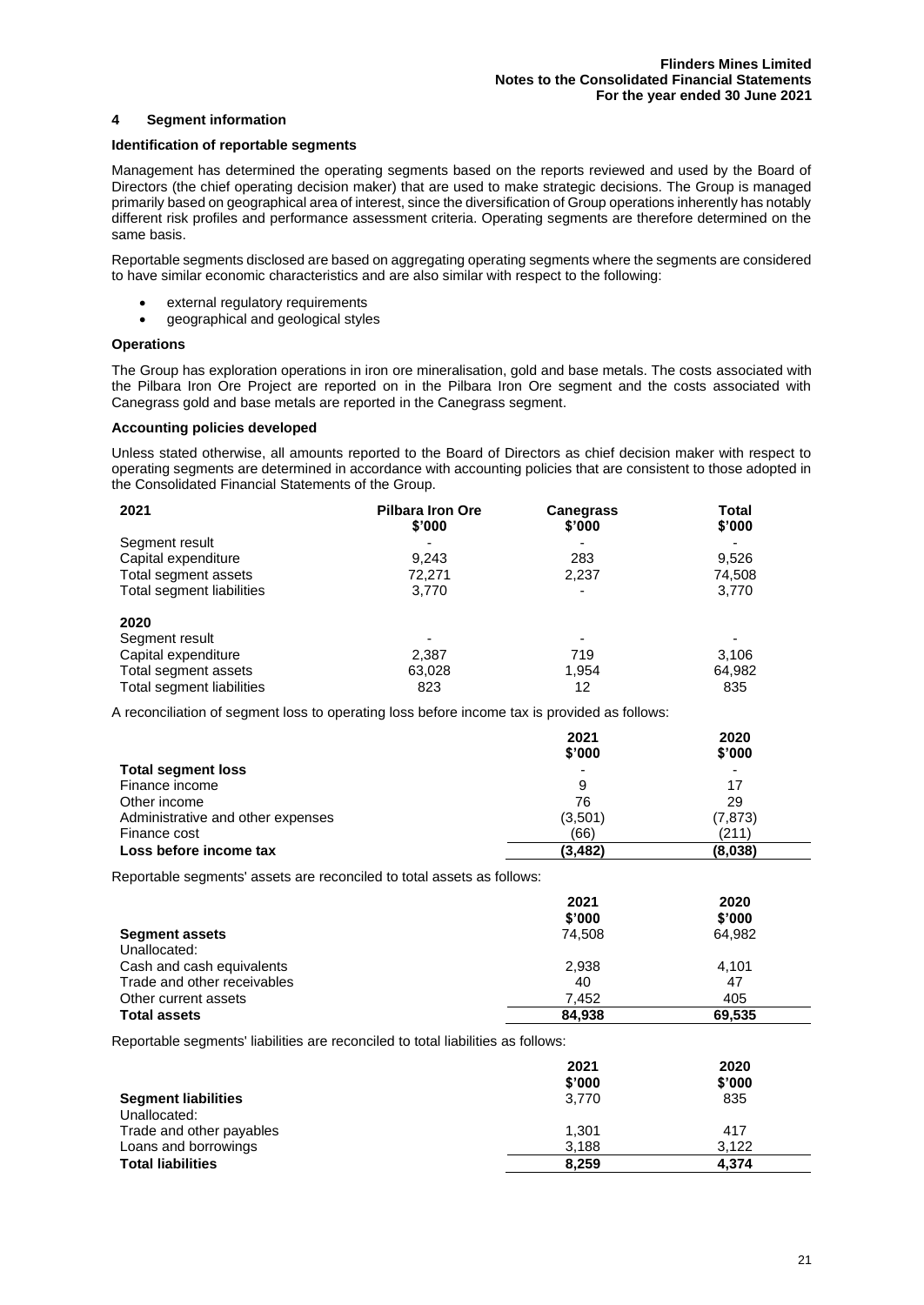## 4 Segment information

### Identification of reportable segments

Management has determined the operating segments based on the reports reviewed and used by the Board of Directors (the chief operating decision maker) that are used to make strategic decisions. The Group is managed primarily based on geographical area of interest, since the diversification of Group operations inherently has notably different risk profiles and performance assessment criteria. Operating segments are therefore determined on the same basis.

Reportable segments disclosed are based on aggregating operating segments where the segments are considered to have similar economic characteristics and are also similar with respect to the following:

- external regulatory requirements
- geographical and geological styles

### Operations

The Group has exploration operations in iron ore mineralisation, gold and base metals. The costs associated with the Pilbara Iron Ore Project are reported on in the Pilbara Iron Ore segment and the costs associated with Canegrass gold and base metals are reported in the Canegrass segment.

### Accounting policies developed

Unless stated otherwise, all amounts reported to the Board of Directors as chief decision maker with respect to operating segments are determined in accordance with accounting policies that are consistent to those adopted in the Consolidated Financial Statements of the Group.

| 2021 | Pilbara Iron Ore $'000 | Canegrass $'000 | Total $'000 |
|---|---|---|---|
| Segment result | - | - | - |
| Capital expenditure | 9,243 | 283 | 9,526 |
| Total segment assets | 72,271 | 2,237 | 74,508 |
| Total segment liabilities | 3,770 | - | 3,770 |
| **2020** | | | |
| Segment result | - | - | - |
| Capital expenditure | 2,387 | 719 | 3,106 |
| Total segment assets | 63,028 | 1,954 | 64,982 |
| Total segment liabilities | 823 | 12 | 835 |

A reconciliation of segment loss to operating loss before income tax is provided as follows:

| | 2021 $'000 | 2020 $'000 |
|---|---|---|
| **Total segment loss** | - | - |
| Finance income | 9 | 17 |
| Other income | 76 | 29 |
| Administrative and other expenses | (3,501) | (7,873) |
| Finance cost | (66) | (211) |
| **Loss before income tax** | **(3,482)** | **(8,038)** |

Reportable segments' assets are reconciled to total assets as follows:

| | 2021 $'000 | 2020 $'000 |
|---|---|---|
| **Segment assets** | 74,508 | 64,982 |
| Unallocated: | | |
| Cash and cash equivalents | 2,938 | 4,101 |
| Trade and other receivables | 40 | 47 |
| Other current assets | 7,452 | 405 |
| **Total assets** | **84,938** | **69,535** |

Reportable segments' liabilities are reconciled to total liabilities as follows:

| | 2021 $'000 | 2020 $'000 |
|---|---|---|
| **Segment liabilities** | 3,770 | 835 |
| Unallocated: | | |
| Trade and other payables | 1,301 | 417 |
| Loans and borrowings | 3,188 | 3,122 |
| **Total liabilities** | **8,259** | **4,374** |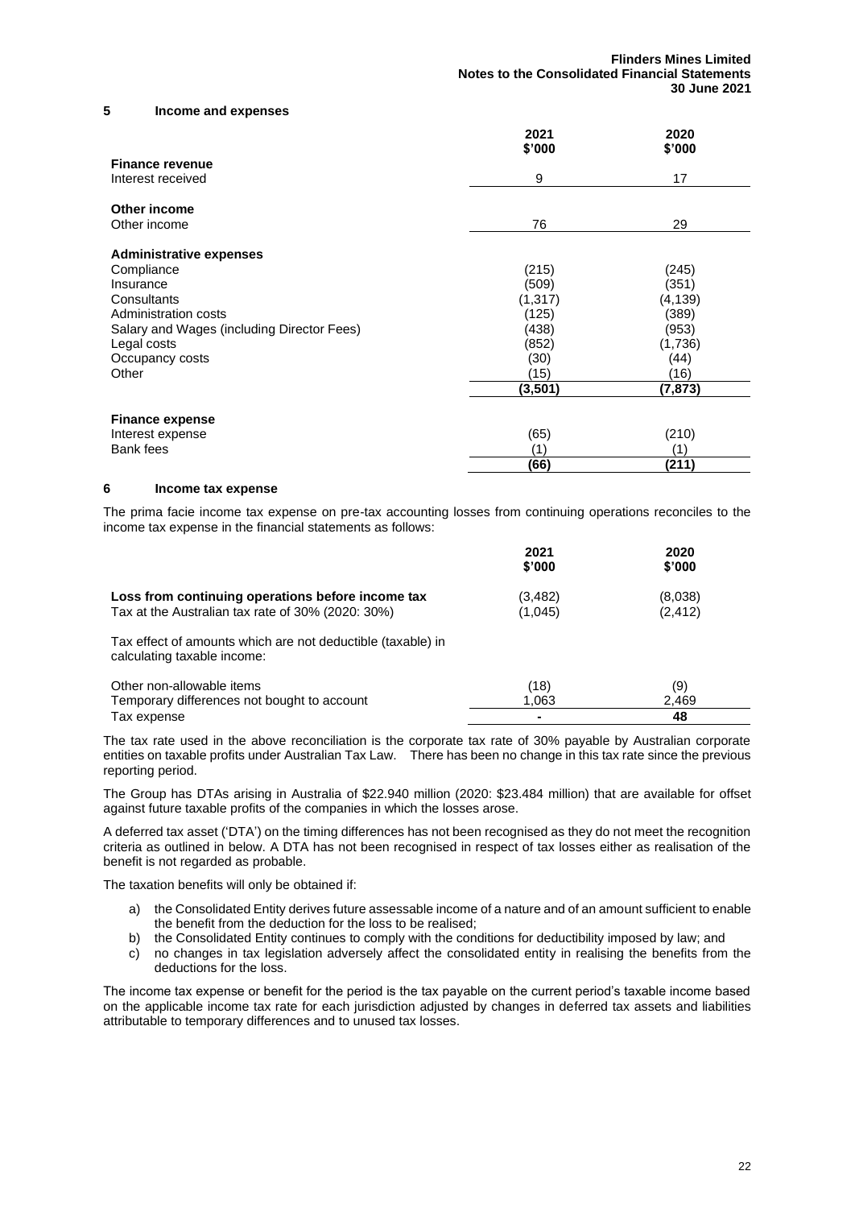## 5 Income and expenses

| | 2021<br>$'000 | 2020<br>$'000 |
|---|---|---|
| **Finance revenue** | | |
| Interest received | 9 | 17 |
| | | |
| **Other income** | | |
| Other income | 76 | 29 |
| | | |
| **Administrative expenses** | | |
| Compliance | (215) | (245) |
| Insurance | (509) | (351) |
| Consultants | (1,317) | (4,139) |
| Administration costs | (125) | (389) |
| Salary and Wages (including Director Fees) | (438) | (953) |
| Legal costs | (852) | (1,736) |
| Occupancy costs | (30) | (44) |
| Other | (15) | (16) |
| | **(3,501)** | **(7,873)** |
| | | |
| **Finance expense** | | |
| Interest expense | (65) | (210) |
| Bank fees | (1) | (1) |
| | **(66)** | **(211)** |

## 6 Income tax expense

The prima facie income tax expense on pre-tax accounting losses from continuing operations reconciles to the income tax expense in the financial statements as follows:

| | 2021<br>$'000 | 2020<br>$'000 |
|---|---|---|
| **Loss from continuing operations before income tax** | (3,482) | (8,038) |
| Tax at the Australian tax rate of 30% (2020: 30%) | (1,045) | (2,412) |
| | | |
| Tax effect of amounts which are not deductible (taxable) in calculating taxable income: | | |
| | | |
| Other non-allowable items | (18) | (9) |
| Temporary differences not bought to account | 1,063 | 2,469 |
| Tax expense | **-** | **48** |

The tax rate used in the above reconciliation is the corporate tax rate of 30% payable by Australian corporate entities on taxable profits under Australian Tax Law. There has been no change in this tax rate since the previous reporting period.

The Group has DTAs arising in Australia of $22.940 million (2020: $23.484 million) that are available for offset against future taxable profits of the companies in which the losses arose.

A deferred tax asset ('DTA') on the timing differences has not been recognised as they do not meet the recognition criteria as outlined in below. A DTA has not been recognised in respect of tax losses either as realisation of the benefit is not regarded as probable.

The taxation benefits will only be obtained if:

a) the Consolidated Entity derives future assessable income of a nature and of an amount sufficient to enable the benefit from the deduction for the loss to be realised;
b) the Consolidated Entity continues to comply with the conditions for deductibility imposed by law; and
c) no changes in tax legislation adversely affect the consolidated entity in realising the benefits from the deductions for the loss.

The income tax expense or benefit for the period is the tax payable on the current period's taxable income based on the applicable income tax rate for each jurisdiction adjusted by changes in deferred tax assets and liabilities attributable to temporary differences and to unused tax losses.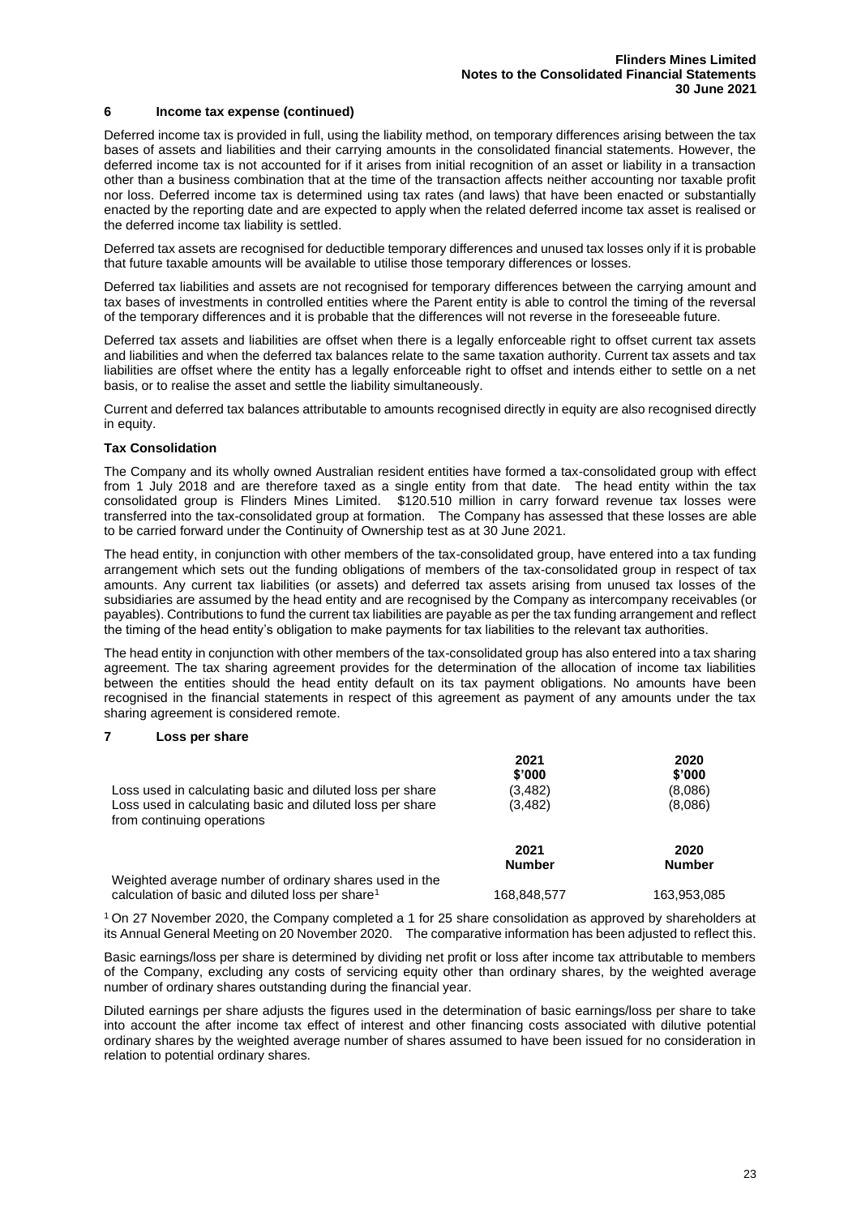## 6 Income tax expense (continued)

Deferred income tax is provided in full, using the liability method, on temporary differences arising between the tax bases of assets and liabilities and their carrying amounts in the consolidated financial statements. However, the deferred income tax is not accounted for if it arises from initial recognition of an asset or liability in a transaction other than a business combination that at the time of the transaction affects neither accounting nor taxable profit nor loss. Deferred income tax is determined using tax rates (and laws) that have been enacted or substantially enacted by the reporting date and are expected to apply when the related deferred income tax asset is realised or the deferred income tax liability is settled.

Deferred tax assets are recognised for deductible temporary differences and unused tax losses only if it is probable that future taxable amounts will be available to utilise those temporary differences or losses.

Deferred tax liabilities and assets are not recognised for temporary differences between the carrying amount and tax bases of investments in controlled entities where the Parent entity is able to control the timing of the reversal of the temporary differences and it is probable that the differences will not reverse in the foreseeable future.

Deferred tax assets and liabilities are offset when there is a legally enforceable right to offset current tax assets and liabilities and when the deferred tax balances relate to the same taxation authority. Current tax assets and tax liabilities are offset where the entity has a legally enforceable right to offset and intends either to settle on a net basis, or to realise the asset and settle the liability simultaneously.

Current and deferred tax balances attributable to amounts recognised directly in equity are also recognised directly in equity.

**Tax Consolidation**

The Company and its wholly owned Australian resident entities have formed a tax-consolidated group with effect from 1 July 2018 and are therefore taxed as a single entity from that date. The head entity within the tax consolidated group is Flinders Mines Limited. $120.510 million in carry forward revenue tax losses were transferred into the tax-consolidated group at formation. The Company has assessed that these losses are able to be carried forward under the Continuity of Ownership test as at 30 June 2021.

The head entity, in conjunction with other members of the tax-consolidated group, have entered into a tax funding arrangement which sets out the funding obligations of members of the tax-consolidated group in respect of tax amounts. Any current tax liabilities (or assets) and deferred tax assets arising from unused tax losses of the subsidiaries are assumed by the head entity and are recognised by the Company as intercompany receivables (or payables). Contributions to fund the current tax liabilities are payable as per the tax funding arrangement and reflect the timing of the head entity's obligation to make payments for tax liabilities to the relevant tax authorities.

The head entity in conjunction with other members of the tax-consolidated group has also entered into a tax sharing agreement. The tax sharing agreement provides for the determination of the allocation of income tax liabilities between the entities should the head entity default on its tax payment obligations. No amounts have been recognised in the financial statements in respect of this agreement as payment of any amounts under the tax sharing agreement is considered remote.

## 7 Loss per share

| | 2021<br>$'000 | 2020<br>$'000 |
|---|---|---|
| Loss used in calculating basic and diluted loss per share | (3,482) | (8,086) |
| Loss used in calculating basic and diluted loss per share from continuing operations | (3,482) | (8,086) |

| | 2021<br>Number | 2020<br>Number |
|---|---|---|
| Weighted average number of ordinary shares used in the calculation of basic and diluted loss per share[1] | 168,848,577 | 163,953,085 |

[1] On 27 November 2020, the Company completed a 1 for 25 share consolidation as approved by shareholders at its Annual General Meeting on 20 November 2020. The comparative information has been adjusted to reflect this.

Basic earnings/loss per share is determined by dividing net profit or loss after income tax attributable to members of the Company, excluding any costs of servicing equity other than ordinary shares, by the weighted average number of ordinary shares outstanding during the financial year.

Diluted earnings per share adjusts the figures used in the determination of basic earnings/loss per share to take into account the after income tax effect of interest and other financing costs associated with dilutive potential ordinary shares by the weighted average number of shares assumed to have been issued for no consideration in relation to potential ordinary shares.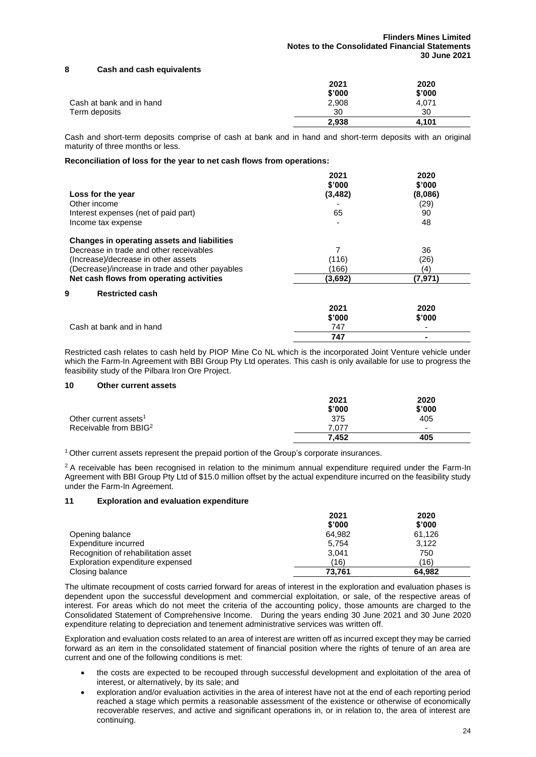## 8 Cash and cash equivalents

| | 2021 | 2020 |
|---|---|---|
| | $'000 | $'000 |
| Cash at bank and in hand | 2,908 | 4,071 |
| Term deposits | 30 | 30 |
| | **2,938** | **4,101** |

Cash and short-term deposits comprise of cash at bank and in hand and short-term deposits with an original maturity of three months or less.

**Reconciliation of loss for the year to net cash flows from operations:**

| | 2021 | 2020 |
|---|---|---|
| | $'000 | $'000 |
| **Loss for the year** | **(3,482)** | **(8,086)** |
| Other income | - | (29) |
| Interest expenses (net of paid part) | 65 | 90 |
| Income tax expense | - | 48 |
| **Changes in operating assets and liabilities** | | |
| Decrease in trade and other receivables | 7 | 36 |
| (Increase)/decrease in other assets | (116) | (26) |
| (Decrease)/increase in trade and other payables | (166) | (4) |
| **Net cash flows from operating activities** | **(3,692)** | **(7,971)** |

## 9 Restricted cash

| | 2021 | 2020 |
|---|---|---|
| | $'000 | $'000 |
| Cash at bank and in hand | 747 | - |
| | **747** | **-** |

Restricted cash relates to cash held by PIOP Mine Co NL which is the incorporated Joint Venture vehicle under which the Farm-In Agreement with BBI Group Pty Ltd operates. This cash is only available for use to progress the feasibility study of the Pilbara Iron Ore Project.

## 10 Other current assets

| | 2021 | 2020 |
|---|---|---|
| | $'000 | $'000 |
| Other current assets[1] | 375 | 405 |
| Receivable from BBIG[2] | 7,077 | - |
| | **7,452** | **405** |

[1] Other current assets represent the prepaid portion of the Group's corporate insurances.

[2] A receivable has been recognised in relation to the minimum annual expenditure required under the Farm-In Agreement with BBI Group Pty Ltd of $15.0 million offset by the actual expenditure incurred on the feasibility study under the Farm-In Agreement.

## 11 Exploration and evaluation expenditure

| | 2021 | 2020 |
|---|---|---|
| | $'000 | $'000 |
| Opening balance | 64,982 | 61,126 |
| Expenditure incurred | 5,754 | 3,122 |
| Recognition of rehabilitation asset | 3,041 | 750 |
| Exploration expenditure expensed | (16) | (16) |
| Closing balance | **73,761** | **64,982** |

The ultimate recoupment of costs carried forward for areas of interest in the exploration and evaluation phases is dependent upon the successful development and commercial exploitation, or sale, of the respective areas of interest. For areas which do not meet the criteria of the accounting policy, those amounts are charged to the Consolidated Statement of Comprehensive Income. During the years ending 30 June 2021 and 30 June 2020 expenditure relating to depreciation and tenement administrative services was written off.

Exploration and evaluation costs related to an area of interest are written off as incurred except they may be carried forward as an item in the consolidated statement of financial position where the rights of tenure of an area are current and one of the following conditions is met:

- the costs are expected to be recouped through successful development and exploitation of the area of interest, or alternatively, by its sale; and
- exploration and/or evaluation activities in the area of interest have not at the end of each reporting period reached a stage which permits a reasonable assessment of the existence or otherwise of economically recoverable reserves, and active and significant operations in, or in relation to, the area of interest are continuing.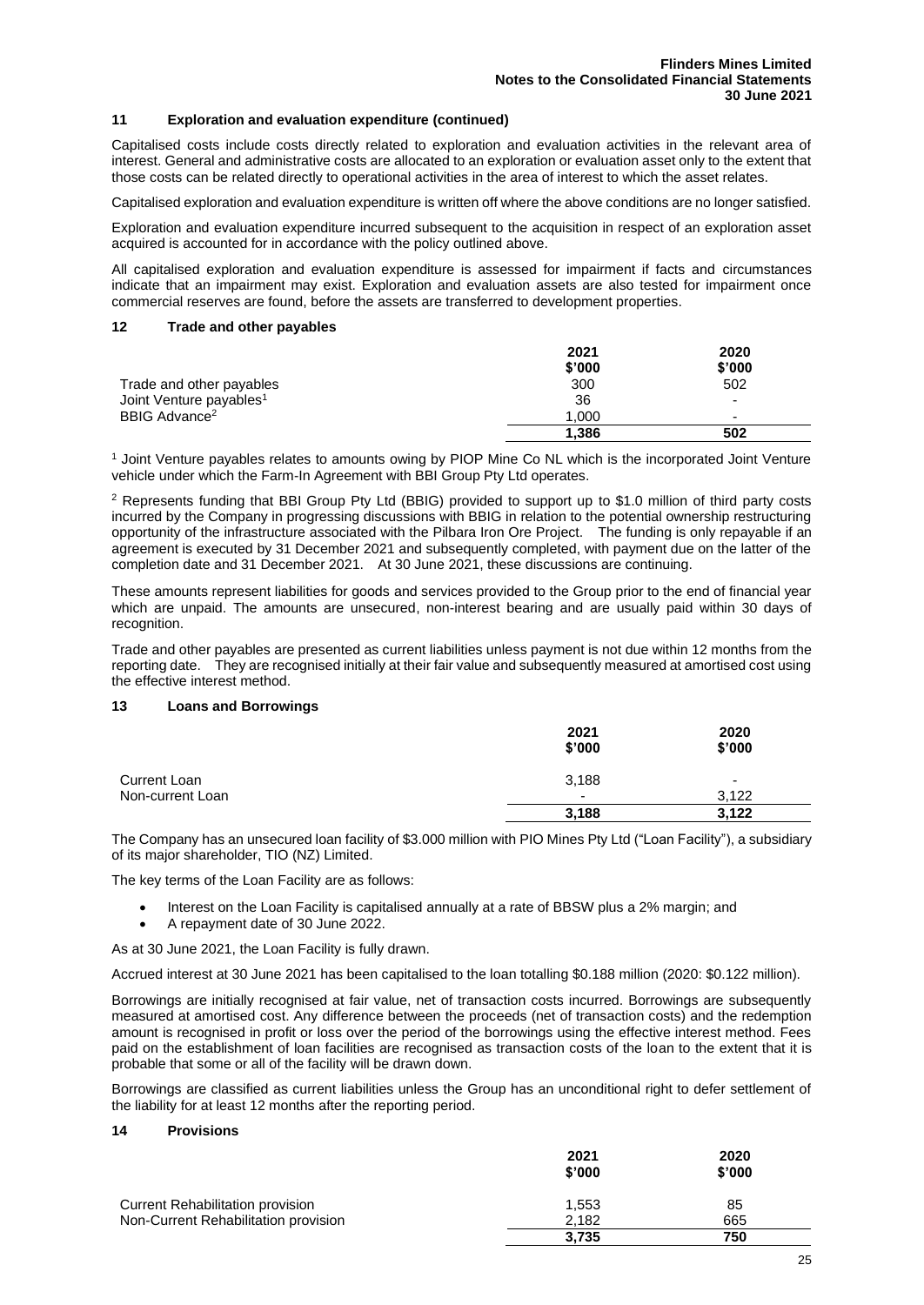## 11 Exploration and evaluation expenditure (continued)

Capitalised costs include costs directly related to exploration and evaluation activities in the relevant area of interest. General and administrative costs are allocated to an exploration or evaluation asset only to the extent that those costs can be related directly to operational activities in the area of interest to which the asset relates.

Capitalised exploration and evaluation expenditure is written off where the above conditions are no longer satisfied.

Exploration and evaluation expenditure incurred subsequent to the acquisition in respect of an exploration asset acquired is accounted for in accordance with the policy outlined above.

All capitalised exploration and evaluation expenditure is assessed for impairment if facts and circumstances indicate that an impairment may exist. Exploration and evaluation assets are also tested for impairment once commercial reserves are found, before the assets are transferred to development properties.

## 12 Trade and other payables

| | 2021 \$'000 | 2020 \$'000 |
|---|---|---|
| Trade and other payables | 300 | 502 |
| Joint Venture payables[1] | 36 | - |
| BBIG Advance[2] | 1,000 | - |
| | **1,386** | **502** |

[1] Joint Venture payables relates to amounts owing by PIOP Mine Co NL which is the incorporated Joint Venture vehicle under which the Farm-In Agreement with BBI Group Pty Ltd operates.

[2] Represents funding that BBI Group Pty Ltd (BBIG) provided to support up to \$1.0 million of third party costs incurred by the Company in progressing discussions with BBIG in relation to the potential ownership restructuring opportunity of the infrastructure associated with the Pilbara Iron Ore Project. The funding is only repayable if an agreement is executed by 31 December 2021 and subsequently completed, with payment due on the latter of the completion date and 31 December 2021. At 30 June 2021, these discussions are continuing.

These amounts represent liabilities for goods and services provided to the Group prior to the end of financial year which are unpaid. The amounts are unsecured, non-interest bearing and are usually paid within 30 days of recognition.

Trade and other payables are presented as current liabilities unless payment is not due within 12 months from the reporting date. They are recognised initially at their fair value and subsequently measured at amortised cost using the effective interest method.

## 13 Loans and Borrowings

| | 2021 \$'000 | 2020 \$'000 |
|---|---|---|
| Current Loan | 3,188 | - |
| Non-current Loan | - | 3,122 |
| | **3,188** | **3,122** |

The Company has an unsecured loan facility of \$3.000 million with PIO Mines Pty Ltd ("Loan Facility"), a subsidiary of its major shareholder, TIO (NZ) Limited.

The key terms of the Loan Facility are as follows:

- Interest on the Loan Facility is capitalised annually at a rate of BBSW plus a 2% margin; and
- A repayment date of 30 June 2022.

As at 30 June 2021, the Loan Facility is fully drawn.

Accrued interest at 30 June 2021 has been capitalised to the loan totalling \$0.188 million (2020: \$0.122 million).

Borrowings are initially recognised at fair value, net of transaction costs incurred. Borrowings are subsequently measured at amortised cost. Any difference between the proceeds (net of transaction costs) and the redemption amount is recognised in profit or loss over the period of the borrowings using the effective interest method. Fees paid on the establishment of loan facilities are recognised as transaction costs of the loan to the extent that it is probable that some or all of the facility will be drawn down.

Borrowings are classified as current liabilities unless the Group has an unconditional right to defer settlement of the liability for at least 12 months after the reporting period.

## 14 Provisions

| | 2021 \$'000 | 2020 \$'000 |
|---|---|---|
| Current Rehabilitation provision | 1,553 | 85 |
| Non-Current Rehabilitation provision | 2,182 | 665 |
| | **3,735** | **750** |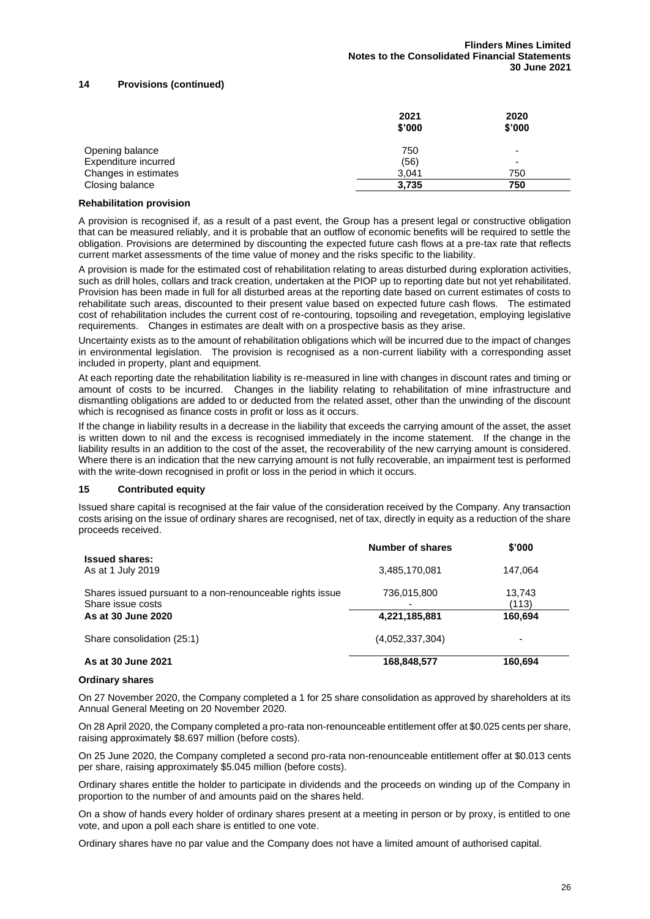## 14 Provisions (continued)

| | 2021 \$'000 | 2020 \$'000 |
|---|---|---|
| Opening balance | 750 | - |
| Expenditure incurred | (56) | - |
| Changes in estimates | 3,041 | 750 |
| Closing balance | **3,735** | **750** |

### Rehabilitation provision

A provision is recognised if, as a result of a past event, the Group has a present legal or constructive obligation that can be measured reliably, and it is probable that an outflow of economic benefits will be required to settle the obligation. Provisions are determined by discounting the expected future cash flows at a pre-tax rate that reflects current market assessments of the time value of money and the risks specific to the liability.

A provision is made for the estimated cost of rehabilitation relating to areas disturbed during exploration activities, such as drill holes, collars and track creation, undertaken at the PIOP up to reporting date but not yet rehabilitated. Provision has been made in full for all disturbed areas at the reporting date based on current estimates of costs to rehabilitate such areas, discounted to their present value based on expected future cash flows. The estimated cost of rehabilitation includes the current cost of re-contouring, topsoiling and revegetation, employing legislative requirements. Changes in estimates are dealt with on a prospective basis as they arise.

Uncertainty exists as to the amount of rehabilitation obligations which will be incurred due to the impact of changes in environmental legislation. The provision is recognised as a non-current liability with a corresponding asset included in property, plant and equipment.

At each reporting date the rehabilitation liability is re-measured in line with changes in discount rates and timing or amount of costs to be incurred. Changes in the liability relating to rehabilitation of mine infrastructure and dismantling obligations are added to or deducted from the related asset, other than the unwinding of the discount which is recognised as finance costs in profit or loss as it occurs.

If the change in liability results in a decrease in the liability that exceeds the carrying amount of the asset, the asset is written down to nil and the excess is recognised immediately in the income statement. If the change in the liability results in an addition to the cost of the asset, the recoverability of the new carrying amount is considered. Where there is an indication that the new carrying amount is not fully recoverable, an impairment test is performed with the write-down recognised in profit or loss in the period in which it occurs.

## 15 Contributed equity

Issued share capital is recognised at the fair value of the consideration received by the Company. Any transaction costs arising on the issue of ordinary shares are recognised, net of tax, directly in equity as a reduction of the share proceeds received.

| | Number of shares | \$'000 |
|---|---|---|
| **Issued shares:** | | |
| As at 1 July 2019 | 3,485,170,081 | 147,064 |
| Shares issued pursuant to a non-renounceable rights issue | 736,015,800 | 13,743 |
| Share issue costs | - | (113) |
| **As at 30 June 2020** | **4,221,185,881** | **160,694** |
| Share consolidation (25:1) | (4,052,337,304) | - |
| **As at 30 June 2021** | **168,848,577** | **160,694** |

### Ordinary shares

On 27 November 2020, the Company completed a 1 for 25 share consolidation as approved by shareholders at its Annual General Meeting on 20 November 2020.

On 28 April 2020, the Company completed a pro-rata non-renounceable entitlement offer at \$0.025 cents per share, raising approximately \$8.697 million (before costs).

On 25 June 2020, the Company completed a second pro-rata non-renounceable entitlement offer at \$0.013 cents per share, raising approximately \$5.045 million (before costs).

Ordinary shares entitle the holder to participate in dividends and the proceeds on winding up of the Company in proportion to the number of and amounts paid on the shares held.

On a show of hands every holder of ordinary shares present at a meeting in person or by proxy, is entitled to one vote, and upon a poll each share is entitled to one vote.

Ordinary shares have no par value and the Company does not have a limited amount of authorised capital.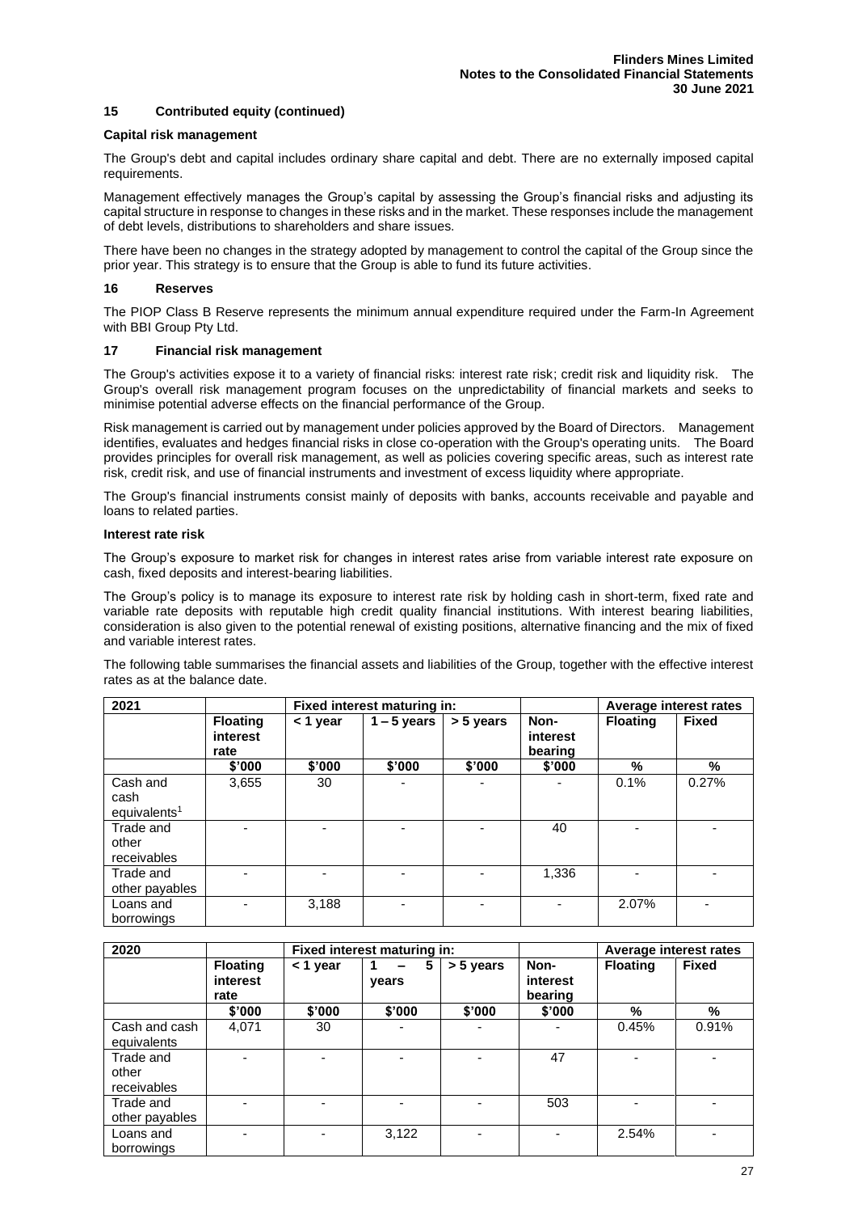## 15 Contributed equity (continued)

### Capital risk management

The Group's debt and capital includes ordinary share capital and debt. There are no externally imposed capital requirements.

Management effectively manages the Group's capital by assessing the Group's financial risks and adjusting its capital structure in response to changes in these risks and in the market. These responses include the management of debt levels, distributions to shareholders and share issues.

There have been no changes in the strategy adopted by management to control the capital of the Group since the prior year. This strategy is to ensure that the Group is able to fund its future activities.

## 16 Reserves

The PIOP Class B Reserve represents the minimum annual expenditure required under the Farm-In Agreement with BBI Group Pty Ltd.

## 17 Financial risk management

The Group's activities expose it to a variety of financial risks: interest rate risk; credit risk and liquidity risk. The Group's overall risk management program focuses on the unpredictability of financial markets and seeks to minimise potential adverse effects on the financial performance of the Group.

Risk management is carried out by management under policies approved by the Board of Directors. Management identifies, evaluates and hedges financial risks in close co-operation with the Group's operating units. The Board provides principles for overall risk management, as well as policies covering specific areas, such as interest rate risk, credit risk, and use of financial instruments and investment of excess liquidity where appropriate.

The Group's financial instruments consist mainly of deposits with banks, accounts receivable and payable and loans to related parties.

### Interest rate risk

The Group's exposure to market risk for changes in interest rates arise from variable interest rate exposure on cash, fixed deposits and interest-bearing liabilities.

The Group's policy is to manage its exposure to interest rate risk by holding cash in short-term, fixed rate and variable rate deposits with reputable high credit quality financial institutions. With interest bearing liabilities, consideration is also given to the potential renewal of existing positions, alternative financing and the mix of fixed and variable interest rates.

The following table summarises the financial assets and liabilities of the Group, together with the effective interest rates as at the balance date.

| 2021 | | Fixed interest maturing in: | | | | Average interest rates | |
|---|---|---|---|---|---|---|---|
| | Floating interest rate | < 1 year | 1 – 5 years | > 5 years | Non-interest bearing | Floating | Fixed |
| | $'000 | $'000 | $'000 | $'000 | $'000 | % | % |
| Cash and cash equivalents[1] | 3,655 | 30 | - | - | - | 0.1% | 0.27% |
| Trade and other receivables | - | - | - | - | 40 | - | - |
| Trade and other payables | - | - | - | - | 1,336 | - | - |
| Loans and borrowings | - | 3,188 | - | - | - | 2.07% | - |

| 2020 | | Fixed interest maturing in: | | | | Average interest rates | |
|---|---|---|---|---|---|---|---|
| | Floating interest rate | < 1 year | 1 – 5 years | > 5 years | Non-interest bearing | Floating | Fixed |
| | $'000 | $'000 | $'000 | $'000 | $'000 | % | % |
| Cash and cash equivalents | 4,071 | 30 | - | - | - | 0.45% | 0.91% |
| Trade and other receivables | - | - | - | - | 47 | - | - |
| Trade and other payables | - | - | - | - | 503 | - | - |
| Loans and borrowings | - | - | 3,122 | - | - | 2.54% | - |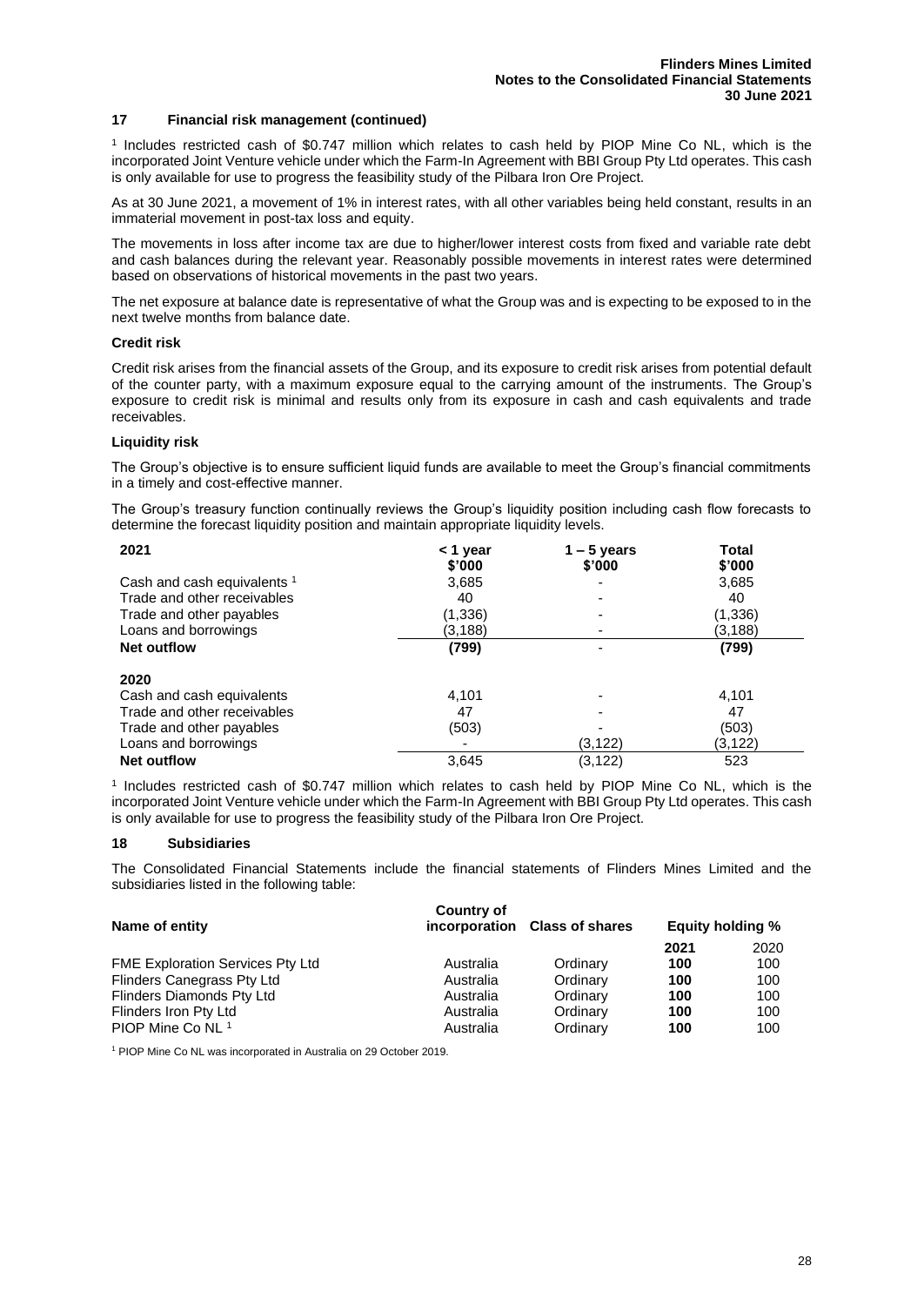## 17 Financial risk management (continued)

[1] Includes restricted cash of $0.747 million which relates to cash held by PIOP Mine Co NL, which is the incorporated Joint Venture vehicle under which the Farm-In Agreement with BBI Group Pty Ltd operates. This cash is only available for use to progress the feasibility study of the Pilbara Iron Ore Project.

As at 30 June 2021, a movement of 1% in interest rates, with all other variables being held constant, results in an immaterial movement in post-tax loss and equity.

The movements in loss after income tax are due to higher/lower interest costs from fixed and variable rate debt and cash balances during the relevant year. Reasonably possible movements in interest rates were determined based on observations of historical movements in the past two years.

The net exposure at balance date is representative of what the Group was and is expecting to be exposed to in the next twelve months from balance date.

### Credit risk

Credit risk arises from the financial assets of the Group, and its exposure to credit risk arises from potential default of the counter party, with a maximum exposure equal to the carrying amount of the instruments. The Group's exposure to credit risk is minimal and results only from its exposure in cash and cash equivalents and trade receivables.

### Liquidity risk

The Group's objective is to ensure sufficient liquid funds are available to meet the Group's financial commitments in a timely and cost-effective manner.

The Group's treasury function continually reviews the Group's liquidity position including cash flow forecasts to determine the forecast liquidity position and maintain appropriate liquidity levels.

| **2021** | **< 1 year $'000** | **1 – 5 years $'000** | **Total $'000** |
|---|---|---|---|
| Cash and cash equivalents [1] | 3,685 | - | 3,685 |
| Trade and other receivables | 40 | - | 40 |
| Trade and other payables | (1,336) | - | (1,336) |
| Loans and borrowings | (3,188) | - | (3,188) |
| **Net outflow** | **(799)** | - | **(799)** |
| **2020** | | | |
| Cash and cash equivalents | 4,101 | - | 4,101 |
| Trade and other receivables | 47 | - | 47 |
| Trade and other payables | (503) | - | (503) |
| Loans and borrowings | - | (3,122) | (3,122) |
| **Net outflow** | 3,645 | (3,122) | 523 |

[1] Includes restricted cash of $0.747 million which relates to cash held by PIOP Mine Co NL, which is the incorporated Joint Venture vehicle under which the Farm-In Agreement with BBI Group Pty Ltd operates. This cash is only available for use to progress the feasibility study of the Pilbara Iron Ore Project.

## 18 Subsidiaries

The Consolidated Financial Statements include the financial statements of Flinders Mines Limited and the subsidiaries listed in the following table:

| **Name of entity** | **Country of incorporation** | **Class of shares** | **Equity holding %** | |
|---|---|---|---|---|
| | | | **2021** | 2020 |
| FME Exploration Services Pty Ltd | Australia | Ordinary | **100** | 100 |
| Flinders Canegrass Pty Ltd | Australia | Ordinary | **100** | 100 |
| Flinders Diamonds Pty Ltd | Australia | Ordinary | **100** | 100 |
| Flinders Iron Pty Ltd | Australia | Ordinary | **100** | 100 |
| PIOP Mine Co NL [1] | Australia | Ordinary | **100** | 100 |

[1] PIOP Mine Co NL was incorporated in Australia on 29 October 2019.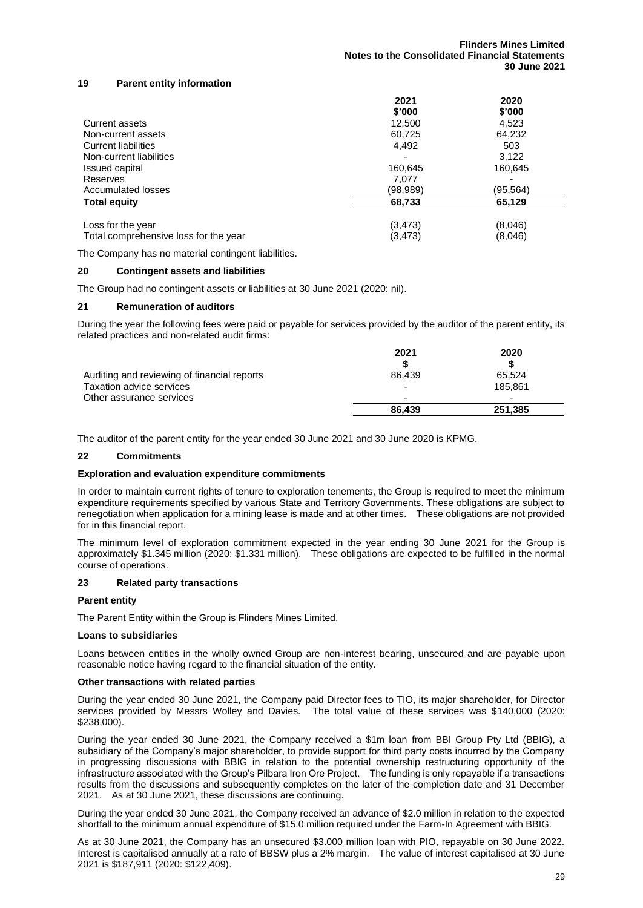## 19 Parent entity information

| | 2021 $'000 | 2020 $'000 |
|---|---|---|
| Current assets | 12,500 | 4,523 |
| Non-current assets | 60,725 | 64,232 |
| Current liabilities | 4,492 | 503 |
| Non-current liabilities | - | 3,122 |
| Issued capital | 160,645 | 160,645 |
| Reserves | 7,077 | - |
| Accumulated losses | (98,989) | (95,564) |
| **Total equity** | **68,733** | **65,129** |
| | | |
| Loss for the year | (3,473) | (8,046) |
| Total comprehensive loss for the year | (3,473) | (8,046) |

The Company has no material contingent liabilities.

## 20 Contingent assets and liabilities

The Group had no contingent assets or liabilities at 30 June 2021 (2020: nil).

## 21 Remuneration of auditors

During the year the following fees were paid or payable for services provided by the auditor of the parent entity, its related practices and non-related audit firms:

| | 2021 $ | 2020 $ |
|---|---|---|
| Auditing and reviewing of financial reports | 86,439 | 65,524 |
| Taxation advice services | - | 185,861 |
| Other assurance services | - | - |
| | **86,439** | **251,385** |

The auditor of the parent entity for the year ended 30 June 2021 and 30 June 2020 is KPMG.

## 22 Commitments

### Exploration and evaluation expenditure commitments

In order to maintain current rights of tenure to exploration tenements, the Group is required to meet the minimum expenditure requirements specified by various State and Territory Governments. These obligations are subject to renegotiation when application for a mining lease is made and at other times. These obligations are not provided for in this financial report.

The minimum level of exploration commitment expected in the year ending 30 June 2021 for the Group is approximately $1.345 million (2020: $1.331 million). These obligations are expected to be fulfilled in the normal course of operations.

## 23 Related party transactions

### Parent entity

The Parent Entity within the Group is Flinders Mines Limited.

### Loans to subsidiaries

Loans between entities in the wholly owned Group are non-interest bearing, unsecured and are payable upon reasonable notice having regard to the financial situation of the entity.

### Other transactions with related parties

During the year ended 30 June 2021, the Company paid Director fees to TIO, its major shareholder, for Director services provided by Messrs Wolley and Davies. The total value of these services was $140,000 (2020: $238,000).

During the year ended 30 June 2021, the Company received a $1m loan from BBI Group Pty Ltd (BBIG), a subsidiary of the Company's major shareholder, to provide support for third party costs incurred by the Company in progressing discussions with BBIG in relation to the potential ownership restructuring opportunity of the infrastructure associated with the Group's Pilbara Iron Ore Project. The funding is only repayable if a transactions results from the discussions and subsequently completes on the later of the completion date and 31 December 2021. As at 30 June 2021, these discussions are continuing.

During the year ended 30 June 2021, the Company received an advance of $2.0 million in relation to the expected shortfall to the minimum annual expenditure of $15.0 million required under the Farm-In Agreement with BBIG.

As at 30 June 2021, the Company has an unsecured $3.000 million loan with PIO, repayable on 30 June 2022. Interest is capitalised annually at a rate of BBSW plus a 2% margin. The value of interest capitalised at 30 June 2021 is $187,911 (2020: $122,409).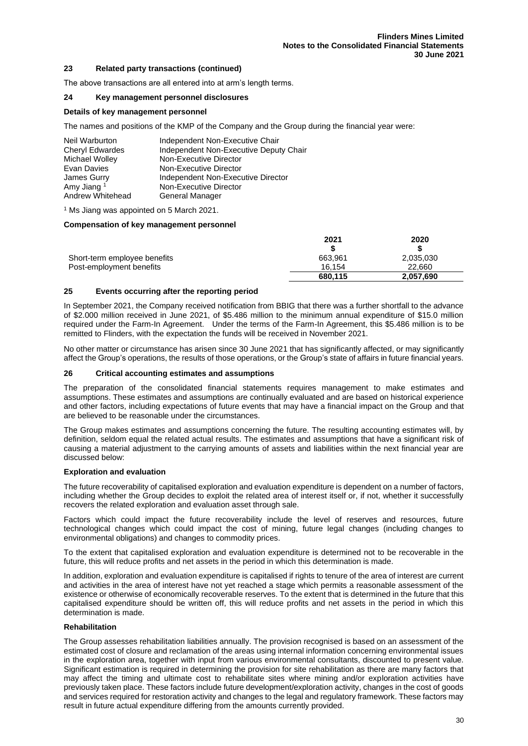## 23 Related party transactions (continued)

The above transactions are all entered into at arm's length terms.

## 24 Key management personnel disclosures

### Details of key management personnel

The names and positions of the KMP of the Company and the Group during the financial year were:

| | |
|---|---|
| Neil Warburton | Independent Non-Executive Chair |
| Cheryl Edwardes | Independent Non-Executive Deputy Chair |
| Michael Wolley | Non-Executive Director |
| Evan Davies | Non-Executive Director |
| James Gurry | Independent Non-Executive Director |
| Amy Jiang [1] | Non-Executive Director |
| Andrew Whitehead | General Manager |

[1] Ms Jiang was appointed on 5 March 2021.

### Compensation of key management personnel

| | 2021 | 2020 |
|---|---|---|
| | $ | $ |
| Short-term employee benefits | 663,961 | 2,035,030 |
| Post-employment benefits | 16,154 | 22,660 |
| | **680,115** | **2,057,690** |

## 25 Events occurring after the reporting period

In September 2021, the Company received notification from BBIG that there was a further shortfall to the advance of $2.000 million received in June 2021, of $5.486 million to the minimum annual expenditure of $15.0 million required under the Farm-In Agreement. Under the terms of the Farm-In Agreement, this $5.486 million is to be remitted to Flinders, with the expectation the funds will be received in November 2021.

No other matter or circumstance has arisen since 30 June 2021 that has significantly affected, or may significantly affect the Group's operations, the results of those operations, or the Group's state of affairs in future financial years.

## 26 Critical accounting estimates and assumptions

The preparation of the consolidated financial statements requires management to make estimates and assumptions. These estimates and assumptions are continually evaluated and are based on historical experience and other factors, including expectations of future events that may have a financial impact on the Group and that are believed to be reasonable under the circumstances.

The Group makes estimates and assumptions concerning the future. The resulting accounting estimates will, by definition, seldom equal the related actual results. The estimates and assumptions that have a significant risk of causing a material adjustment to the carrying amounts of assets and liabilities within the next financial year are discussed below:

### Exploration and evaluation

The future recoverability of capitalised exploration and evaluation expenditure is dependent on a number of factors, including whether the Group decides to exploit the related area of interest itself or, if not, whether it successfully recovers the related exploration and evaluation asset through sale.

Factors which could impact the future recoverability include the level of reserves and resources, future technological changes which could impact the cost of mining, future legal changes (including changes to environmental obligations) and changes to commodity prices.

To the extent that capitalised exploration and evaluation expenditure is determined not to be recoverable in the future, this will reduce profits and net assets in the period in which this determination is made.

In addition, exploration and evaluation expenditure is capitalised if rights to tenure of the area of interest are current and activities in the area of interest have not yet reached a stage which permits a reasonable assessment of the existence or otherwise of economically recoverable reserves. To the extent that is determined in the future that this capitalised expenditure should be written off, this will reduce profits and net assets in the period in which this determination is made.

### Rehabilitation

The Group assesses rehabilitation liabilities annually. The provision recognised is based on an assessment of the estimated cost of closure and reclamation of the areas using internal information concerning environmental issues in the exploration area, together with input from various environmental consultants, discounted to present value. Significant estimation is required in determining the provision for site rehabilitation as there are many factors that may affect the timing and ultimate cost to rehabilitate sites where mining and/or exploration activities have previously taken place. These factors include future development/exploration activity, changes in the cost of goods and services required for restoration activity and changes to the legal and regulatory framework. These factors may result in future actual expenditure differing from the amounts currently provided.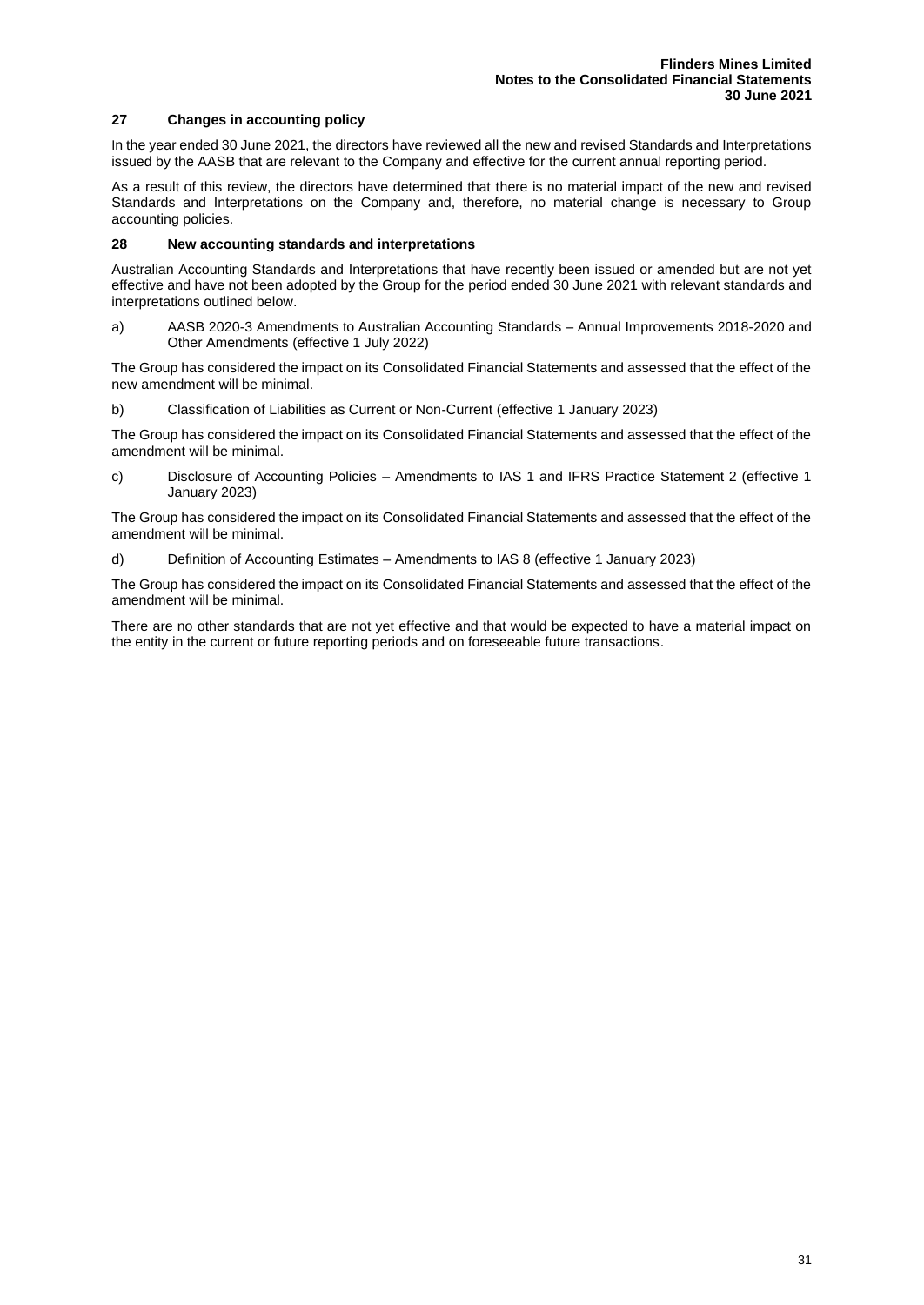## 27 Changes in accounting policy

In the year ended 30 June 2021, the directors have reviewed all the new and revised Standards and Interpretations issued by the AASB that are relevant to the Company and effective for the current annual reporting period.

As a result of this review, the directors have determined that there is no material impact of the new and revised Standards and Interpretations on the Company and, therefore, no material change is necessary to Group accounting policies.

## 28 New accounting standards and interpretations

Australian Accounting Standards and Interpretations that have recently been issued or amended but are not yet effective and have not been adopted by the Group for the period ended 30 June 2021 with relevant standards and interpretations outlined below.

a) AASB 2020-3 Amendments to Australian Accounting Standards – Annual Improvements 2018-2020 and Other Amendments (effective 1 July 2022)

The Group has considered the impact on its Consolidated Financial Statements and assessed that the effect of the new amendment will be minimal.

b) Classification of Liabilities as Current or Non-Current (effective 1 January 2023)

The Group has considered the impact on its Consolidated Financial Statements and assessed that the effect of the amendment will be minimal.

c) Disclosure of Accounting Policies – Amendments to IAS 1 and IFRS Practice Statement 2 (effective 1 January 2023)

The Group has considered the impact on its Consolidated Financial Statements and assessed that the effect of the amendment will be minimal.

d) Definition of Accounting Estimates – Amendments to IAS 8 (effective 1 January 2023)

The Group has considered the impact on its Consolidated Financial Statements and assessed that the effect of the amendment will be minimal.

There are no other standards that are not yet effective and that would be expected to have a material impact on the entity in the current or future reporting periods and on foreseeable future transactions.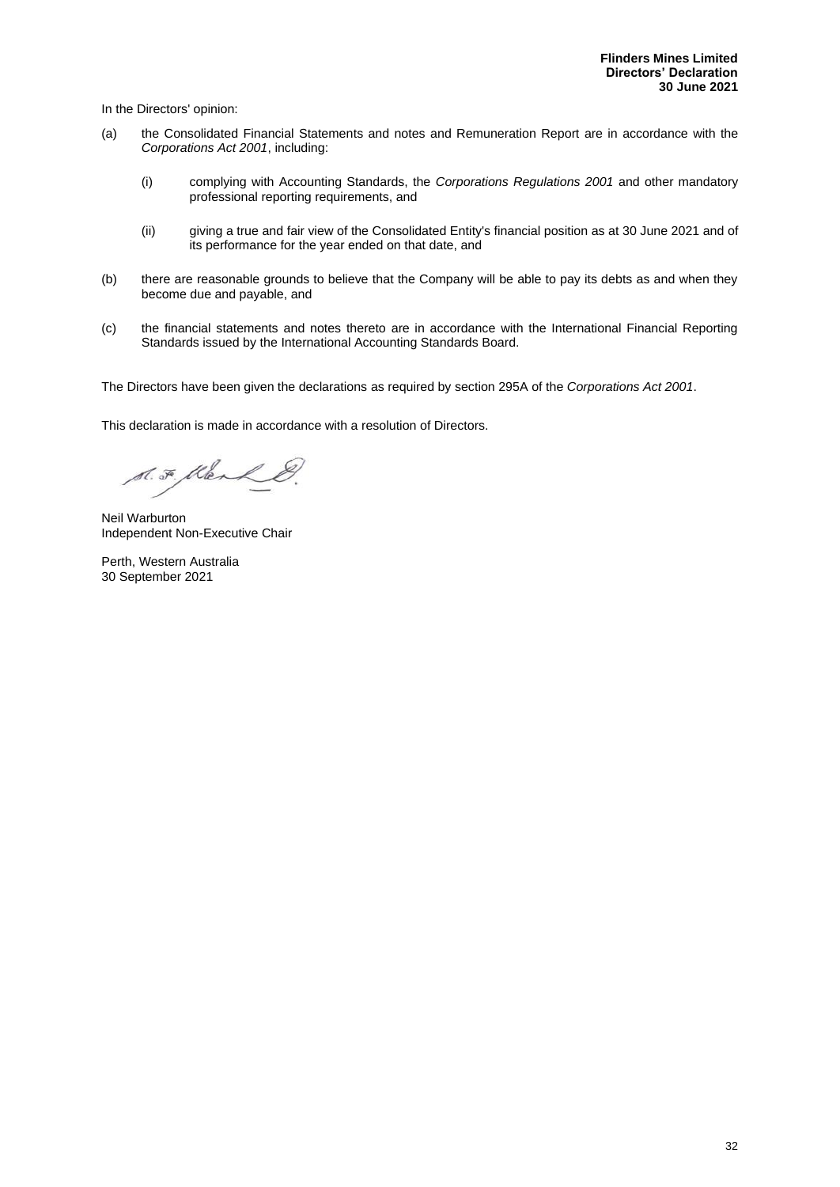**Flinders Mines Limited**
**Directors' Declaration**
**30 June 2021**

In the Directors' opinion:

(a) the Consolidated Financial Statements and notes and Remuneration Report are in accordance with the *Corporations Act 2001*, including:

  (i) complying with Accounting Standards, the *Corporations Regulations 2001* and other mandatory professional reporting requirements, and

  (ii) giving a true and fair view of the Consolidated Entity's financial position as at 30 June 2021 and of its performance for the year ended on that date, and

(b) there are reasonable grounds to believe that the Company will be able to pay its debts as and when they become due and payable, and

(c) the financial statements and notes thereto are in accordance with the International Financial Reporting Standards issued by the International Accounting Standards Board.

The Directors have been given the declarations as required by section 295A of the *Corporations Act 2001*.

This declaration is made in accordance with a resolution of Directors.

Neil Warburton
Independent Non-Executive Chair

Perth, Western Australia
30 September 2021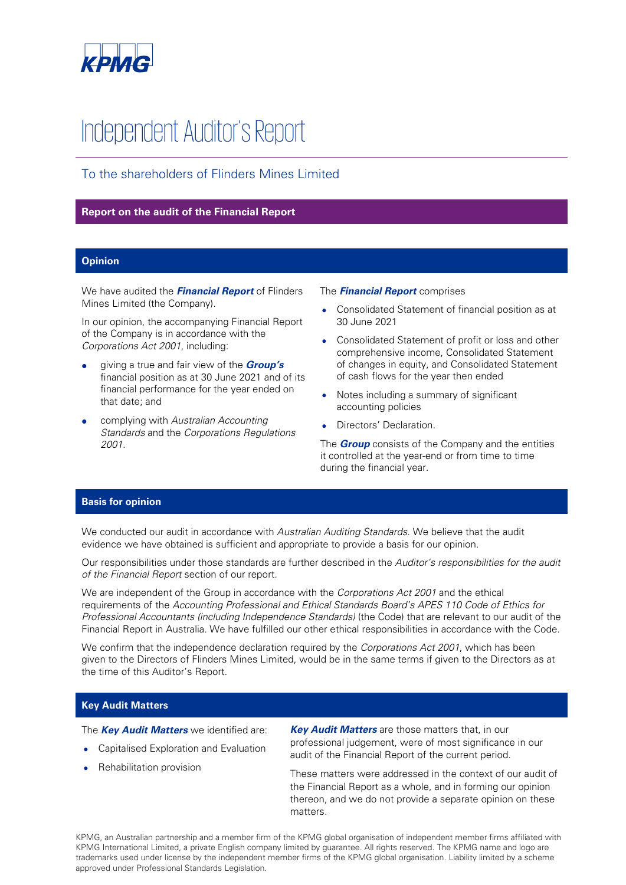KPMG

# Independent Auditor's Report

## To the shareholders of Flinders Mines Limited

## Report on the audit of the Financial Report

### Opinion

We have audited the ***Financial Report*** of Flinders Mines Limited (the Company).

In our opinion, the accompanying Financial Report of the Company is in accordance with the *Corporations Act 2001*, including:

- giving a true and fair view of the ***Group's*** financial position as at 30 June 2021 and of its financial performance for the year ended on that date; and
- complying with *Australian Accounting Standards* and the *Corporations Regulations 2001*.

The ***Financial Report*** comprises

- Consolidated Statement of financial position as at 30 June 2021
- Consolidated Statement of profit or loss and other comprehensive income, Consolidated Statement of changes in equity, and Consolidated Statement of cash flows for the year then ended
- Notes including a summary of significant accounting policies
- Directors' Declaration.

The ***Group*** consists of the Company and the entities it controlled at the year-end or from time to time during the financial year.

### Basis for opinion

We conducted our audit in accordance with *Australian Auditing Standards*. We believe that the audit evidence we have obtained is sufficient and appropriate to provide a basis for our opinion.

Our responsibilities under those standards are further described in the *Auditor's responsibilities for the audit of the Financial Report* section of our report.

We are independent of the Group in accordance with the *Corporations Act 2001* and the ethical requirements of the *Accounting Professional and Ethical Standards Board's APES 110 Code of Ethics for Professional Accountants (including Independence Standards)* (the Code) that are relevant to our audit of the Financial Report in Australia. We have fulfilled our other ethical responsibilities in accordance with the Code.

We confirm that the independence declaration required by the *Corporations Act 2001*, which has been given to the Directors of Flinders Mines Limited, would be in the same terms if given to the Directors as at the time of this Auditor's Report.

### Key Audit Matters

The ***Key Audit Matters*** we identified are:

- Capitalised Exploration and Evaluation
- Rehabilitation provision

***Key Audit Matters*** are those matters that, in our professional judgement, were of most significance in our audit of the Financial Report of the current period.

These matters were addressed in the context of our audit of the Financial Report as a whole, and in forming our opinion thereon, and we do not provide a separate opinion on these matters.

KPMG, an Australian partnership and a member firm of the KPMG global organisation of independent member firms affiliated with KPMG International Limited, a private English company limited by guarantee. All rights reserved. The KPMG name and logo are trademarks used under license by the independent member firms of the KPMG global organisation. Liability limited by a scheme approved under Professional Standards Legislation.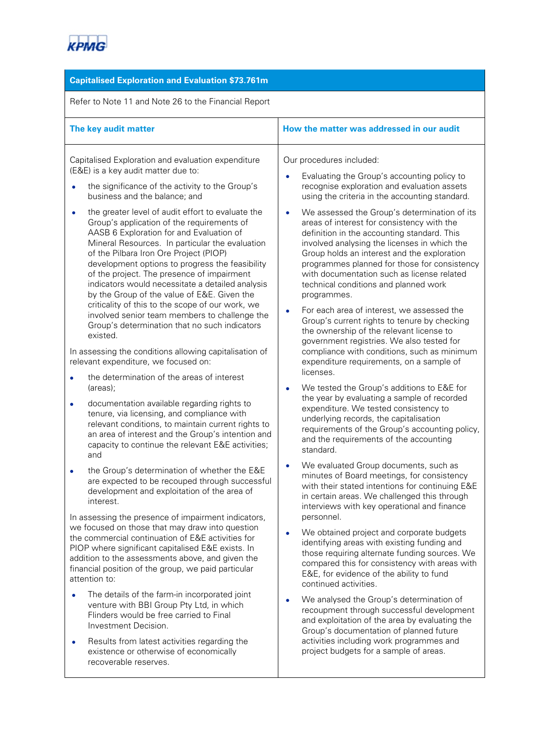## Capitalised Exploration and Evaluation $73.761m

Refer to Note 11 and Note 26 to the Financial Report

| The key audit matter | How the matter was addressed in our audit |
|---|---|
| Capitalised Exploration and evaluation expenditure (E&E) is a key audit matter due to:<br><br>• the significance of the activity to the Group's business and the balance; and<br><br>• the greater level of audit effort to evaluate the Group's application of the requirements of AASB 6 Exploration for and Evaluation of Mineral Resources. In particular the evaluation of the Pilbara Iron Ore Project (PIOP) development options to progress the feasibility of the project. The presence of impairment indicators would necessitate a detailed analysis by the Group of the value of E&E. Given the criticality of this to the scope of our work, we involved senior team members to challenge the Group's determination that no such indicators existed.<br><br>In assessing the conditions allowing capitalisation of relevant expenditure, we focused on:<br><br>• the determination of the areas of interest (areas);<br><br>• documentation available regarding rights to tenure, via licensing, and compliance with relevant conditions, to maintain current rights to an area of interest and the Group's intention and capacity to continue the relevant E&E activities; and<br><br>• the Group's determination of whether the E&E are expected to be recouped through successful development and exploitation of the area of interest.<br><br>In assessing the presence of impairment indicators, we focused on those that may draw into question the commercial continuation of E&E activities for PIOP where significant capitalised E&E exists. In addition to the assessments above, and given the financial position of the group, we paid particular attention to:<br><br>• The details of the farm-in incorporated joint venture with BBI Group Pty Ltd, in which Flinders would be free carried to Final Investment Decision.<br><br>• Results from latest activities regarding the existence or otherwise of economically recoverable reserves. | Our procedures included:<br><br>• Evaluating the Group's accounting policy to recognise exploration and evaluation assets using the criteria in the accounting standard.<br><br>• We assessed the Group's determination of its areas of interest for consistency with the definition in the accounting standard. This involved analysing the licenses in which the Group holds an interest and the exploration programmes planned for those for consistency with documentation such as license related technical conditions and planned work programmes.<br><br>• For each area of interest, we assessed the Group's current rights to tenure by checking the ownership of the relevant license to government registries. We also tested for compliance with conditions, such as minimum expenditure requirements, on a sample of licenses.<br><br>• We tested the Group's additions to E&E for the year by evaluating a sample of recorded expenditure. We tested consistency to underlying records, the capitalisation requirements of the Group's accounting policy, and the requirements of the accounting standard.<br><br>• We evaluated Group documents, such as minutes of Board meetings, for consistency with their stated intentions for continuing E&E in certain areas. We challenged this through interviews with key operational and finance personnel.<br><br>• We obtained project and corporate budgets identifying areas with existing funding and those requiring alternate funding sources. We compared this for consistency with areas with E&E, for evidence of the ability to fund continued activities.<br><br>• We analysed the Group's determination of recoupment through successful development and exploitation of the area by evaluating the Group's documentation of planned future activities including work programmes and project budgets for a sample of areas. |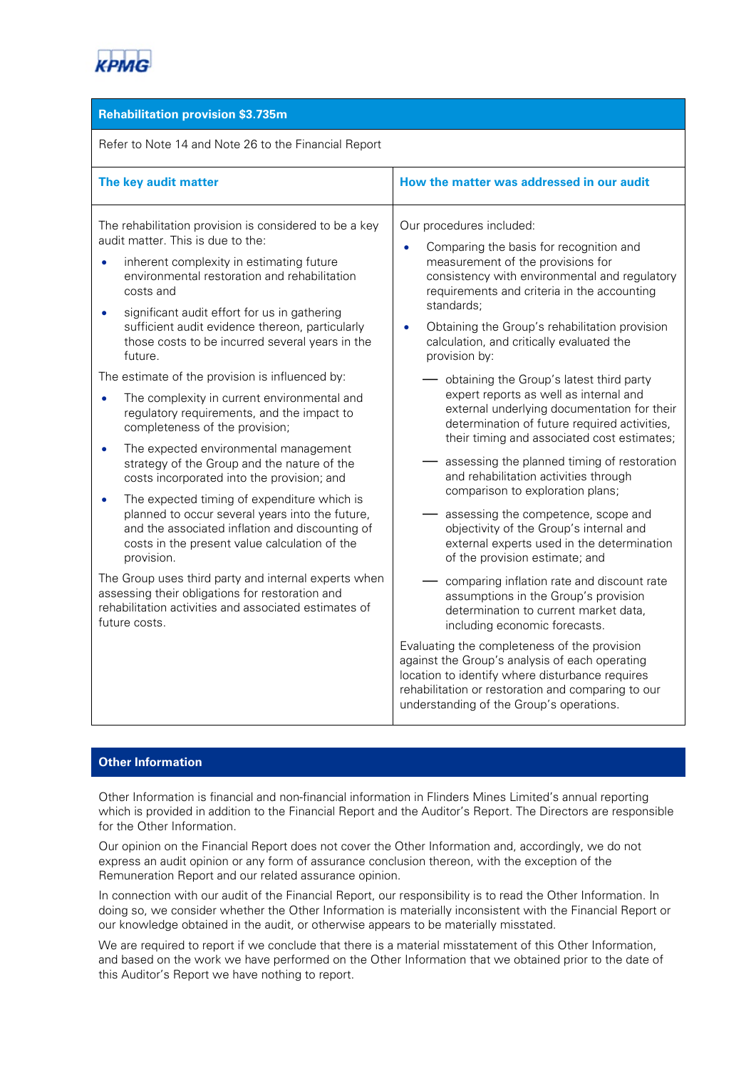| Rehabilitation provision $3.735m | |
|---|---|
| Refer to Note 14 and Note 26 to the Financial Report | |
| **The key audit matter** | **How the matter was addressed in our audit** |
| The rehabilitation provision is considered to be a key audit matter. This is due to the:<br>• inherent complexity in estimating future environmental restoration and rehabilitation costs and<br>• significant audit effort for us in gathering sufficient audit evidence thereon, particularly those costs to be incurred several years in the future.<br>The estimate of the provision is influenced by:<br>• The complexity in current environmental and regulatory requirements, and the impact to completeness of the provision;<br>• The expected environmental management strategy of the Group and the nature of the costs incorporated into the provision; and<br>• The expected timing of expenditure which is planned to occur several years into the future, and the associated inflation and discounting of costs in the present value calculation of the provision.<br>The Group uses third party and internal experts when assessing their obligations for restoration and rehabilitation activities and associated estimates of future costs. | Our procedures included:<br>• Comparing the basis for recognition and measurement of the provisions for consistency with environmental and regulatory requirements and criteria in the accounting standards;<br>• Obtaining the Group's rehabilitation provision calculation, and critically evaluated the provision by:<br>— obtaining the Group's latest third party expert reports as well as internal and external underlying documentation for their determination of future required activities, their timing and associated cost estimates;<br>— assessing the planned timing of restoration and rehabilitation activities through comparison to exploration plans;<br>— assessing the competence, scope and objectivity of the Group's internal and external experts used in the determination of the provision estimate; and<br>— comparing inflation rate and discount rate assumptions in the Group's provision determination to current market data, including economic forecasts.<br>Evaluating the completeness of the provision against the Group's analysis of each operating location to identify where disturbance requires rehabilitation or restoration and comparing to our understanding of the Group's operations. |

## Other Information

Other Information is financial and non-financial information in Flinders Mines Limited's annual reporting which is provided in addition to the Financial Report and the Auditor's Report. The Directors are responsible for the Other Information.

Our opinion on the Financial Report does not cover the Other Information and, accordingly, we do not express an audit opinion or any form of assurance conclusion thereon, with the exception of the Remuneration Report and our related assurance opinion.

In connection with our audit of the Financial Report, our responsibility is to read the Other Information. In doing so, we consider whether the Other Information is materially inconsistent with the Financial Report or our knowledge obtained in the audit, or otherwise appears to be materially misstated.

We are required to report if we conclude that there is a material misstatement of this Other Information, and based on the work we have performed on the Other Information that we obtained prior to the date of this Auditor's Report we have nothing to report.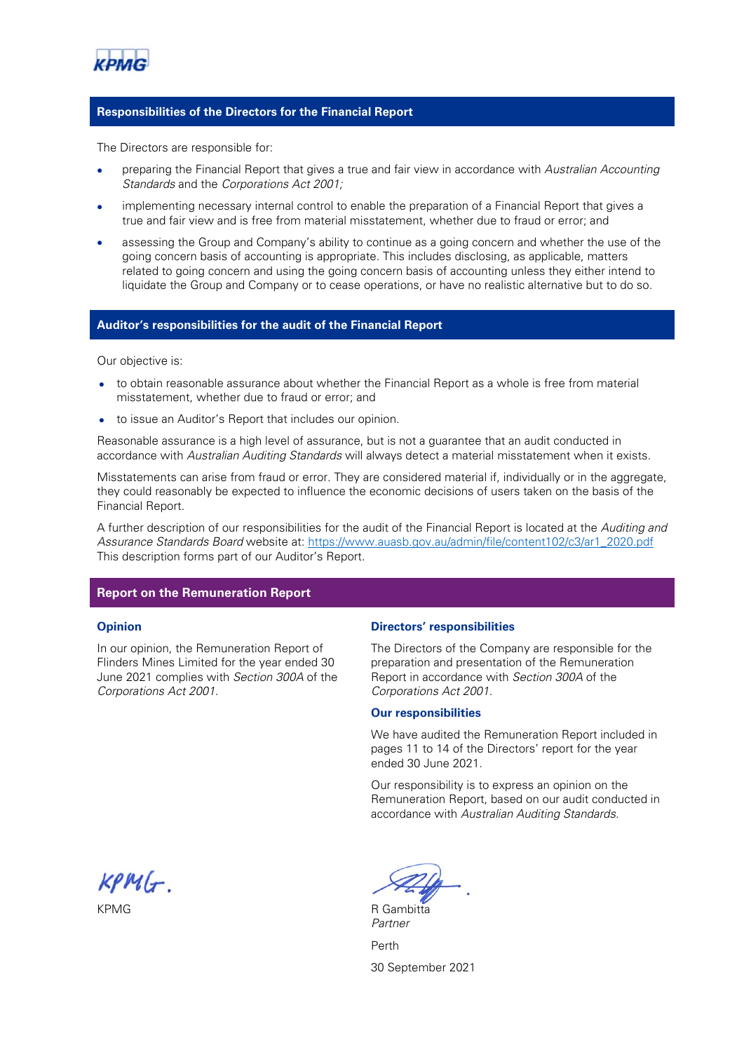## Responsibilities of the Directors for the Financial Report

The Directors are responsible for:

- preparing the Financial Report that gives a true and fair view in accordance with *Australian Accounting Standards* and the *Corporations Act 2001;*
- implementing necessary internal control to enable the preparation of a Financial Report that gives a true and fair view and is free from material misstatement, whether due to fraud or error; and
- assessing the Group and Company's ability to continue as a going concern and whether the use of the going concern basis of accounting is appropriate. This includes disclosing, as applicable, matters related to going concern and using the going concern basis of accounting unless they either intend to liquidate the Group and Company or to cease operations, or have no realistic alternative but to do so.

## Auditor's responsibilities for the audit of the Financial Report

Our objective is:

- to obtain reasonable assurance about whether the Financial Report as a whole is free from material misstatement, whether due to fraud or error; and
- to issue an Auditor's Report that includes our opinion.

Reasonable assurance is a high level of assurance, but is not a guarantee that an audit conducted in accordance with *Australian Auditing Standards* will always detect a material misstatement when it exists.

Misstatements can arise from fraud or error. They are considered material if, individually or in the aggregate, they could reasonably be expected to influence the economic decisions of users taken on the basis of the Financial Report.

A further description of our responsibilities for the audit of the Financial Report is located at the *Auditing and Assurance Standards Board* website at: https://www.auasb.gov.au/admin/file/content102/c3/ar1_2020.pdf This description forms part of our Auditor's Report.

## Report on the Remuneration Report

### Opinion

In our opinion, the Remuneration Report of Flinders Mines Limited for the year ended 30 June 2021 complies with *Section 300A* of the *Corporations Act 2001.*

### Directors' responsibilities

The Directors of the Company are responsible for the preparation and presentation of the Remuneration Report in accordance with *Section 300A* of the *Corporations Act 2001*.

### Our responsibilities

We have audited the Remuneration Report included in pages 11 to 14 of the Directors' report for the year ended 30 June 2021.

Our responsibility is to express an opinion on the Remuneration Report, based on our audit conducted in accordance with *Australian Auditing Standards.*

KPMG

R Gambitta
*Partner*

Perth

30 September 2021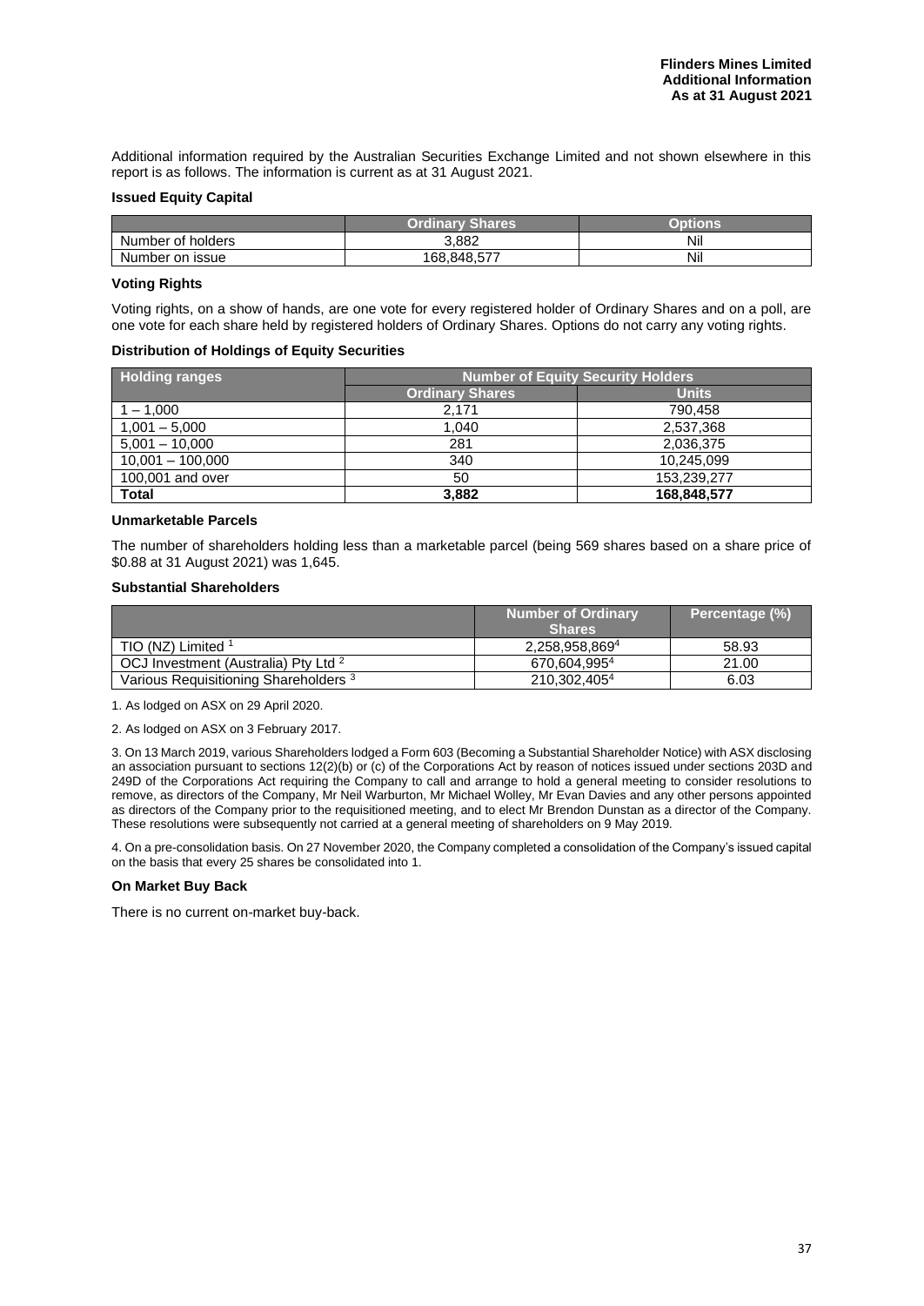Additional information required by the Australian Securities Exchange Limited and not shown elsewhere in this report is as follows. The information is current as at 31 August 2021.

**Issued Equity Capital**

| | Ordinary Shares | Options |
|---|---|---|
| Number of holders | 3,882 | Nil |
| Number on issue | 168,848,577 | Nil |

**Voting Rights**

Voting rights, on a show of hands, are one vote for every registered holder of Ordinary Shares and on a poll, are one vote for each share held by registered holders of Ordinary Shares. Options do not carry any voting rights.

**Distribution of Holdings of Equity Securities**

| Holding ranges | Number of Equity Security Holders | |
|---|---|---|
| | Ordinary Shares | Units |
| 1 – 1,000 | 2,171 | 790,458 |
| 1,001 – 5,000 | 1,040 | 2,537,368 |
| 5,001 – 10,000 | 281 | 2,036,375 |
| 10,001 – 100,000 | 340 | 10,245,099 |
| 100,001 and over | 50 | 153,239,277 |
| **Total** | **3,882** | **168,848,577** |

**Unmarketable Parcels**

The number of shareholders holding less than a marketable parcel (being 569 shares based on a share price of $0.88 at 31 August 2021) was 1,645.

**Substantial Shareholders**

| | Number of Ordinary Shares | Percentage (%) |
|---|---|---|
| TIO (NZ) Limited [1] | 2,258,958,869[4] | 58.93 |
| OCJ Investment (Australia) Pty Ltd [2] | 670,604,995[4] | 21.00 |
| Various Requisitioning Shareholders [3] | 210,302,405[4] | 6.03 |

1. As lodged on ASX on 29 April 2020.

2. As lodged on ASX on 3 February 2017.

3. On 13 March 2019, various Shareholders lodged a Form 603 (Becoming a Substantial Shareholder Notice) with ASX disclosing an association pursuant to sections 12(2)(b) or (c) of the Corporations Act by reason of notices issued under sections 203D and 249D of the Corporations Act requiring the Company to call and arrange to hold a general meeting to consider resolutions to remove, as directors of the Company, Mr Neil Warburton, Mr Michael Wolley, Mr Evan Davies and any other persons appointed as directors of the Company prior to the requisitioned meeting, and to elect Mr Brendon Dunstan as a director of the Company. These resolutions were subsequently not carried at a general meeting of shareholders on 9 May 2019.

4. On a pre-consolidation basis. On 27 November 2020, the Company completed a consolidation of the Company's issued capital on the basis that every 25 shares be consolidated into 1.

**On Market Buy Back**

There is no current on-market buy-back.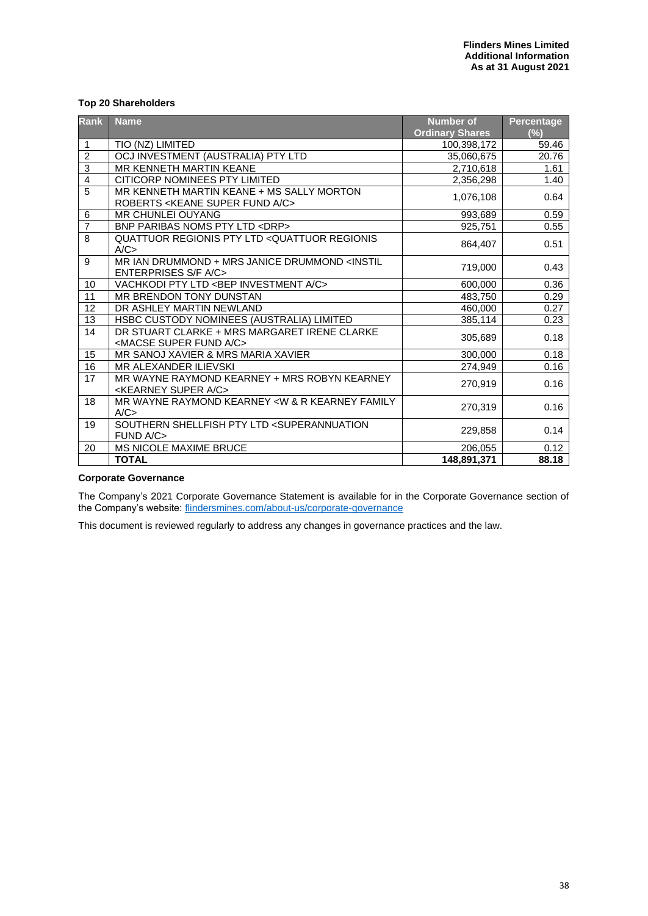### Top 20 Shareholders

| Rank | Name | Number of Ordinary Shares | Percentage (%) |
|---|---|---|---|
| 1 | TIO (NZ) LIMITED | 100,398,172 | 59.46 |
| 2 | OCJ INVESTMENT (AUSTRALIA) PTY LTD | 35,060,675 | 20.76 |
| 3 | MR KENNETH MARTIN KEANE | 2,710,618 | 1.61 |
| 4 | CITICORP NOMINEES PTY LIMITED | 2,356,298 | 1.40 |
| 5 | MR KENNETH MARTIN KEANE + MS SALLY MORTON ROBERTS <KEANE SUPER FUND A/C> | 1,076,108 | 0.64 |
| 6 | MR CHUNLEI OUYANG | 993,689 | 0.59 |
| 7 | BNP PARIBAS NOMS PTY LTD <DRP> | 925,751 | 0.55 |
| 8 | QUATTUOR REGIONIS PTY LTD <QUATTUOR REGIONIS A/C> | 864,407 | 0.51 |
| 9 | MR IAN DRUMMOND + MRS JANICE DRUMMOND <INSTIL ENTERPRISES S/F A/C> | 719,000 | 0.43 |
| 10 | VACHKODI PTY LTD <BEP INVESTMENT A/C> | 600,000 | 0.36 |
| 11 | MR BRENDON TONY DUNSTAN | 483,750 | 0.29 |
| 12 | DR ASHLEY MARTIN NEWLAND | 460,000 | 0.27 |
| 13 | HSBC CUSTODY NOMINEES (AUSTRALIA) LIMITED | 385,114 | 0.23 |
| 14 | DR STUART CLARKE + MRS MARGARET IRENE CLARKE <MACSE SUPER FUND A/C> | 305,689 | 0.18 |
| 15 | MR SANOJ XAVIER & MRS MARIA XAVIER | 300,000 | 0.18 |
| 16 | MR ALEXANDER ILIEVSKI | 274,949 | 0.16 |
| 17 | MR WAYNE RAYMOND KEARNEY + MRS ROBYN KEARNEY <KEARNEY SUPER A/C> | 270,919 | 0.16 |
| 18 | MR WAYNE RAYMOND KEARNEY <W & R KEARNEY FAMILY A/C> | 270,319 | 0.16 |
| 19 | SOUTHERN SHELLFISH PTY LTD <SUPERANNUATION FUND A/C> | 229,858 | 0.14 |
| 20 | MS NICOLE MAXIME BRUCE | 206,055 | 0.12 |
| | **TOTAL** | **148,891,371** | **88.18** |

### Corporate Governance

The Company's 2021 Corporate Governance Statement is available for in the Corporate Governance section of the Company's website: flindersmines.com/about-us/corporate-governance

This document is reviewed regularly to address any changes in governance practices and the law.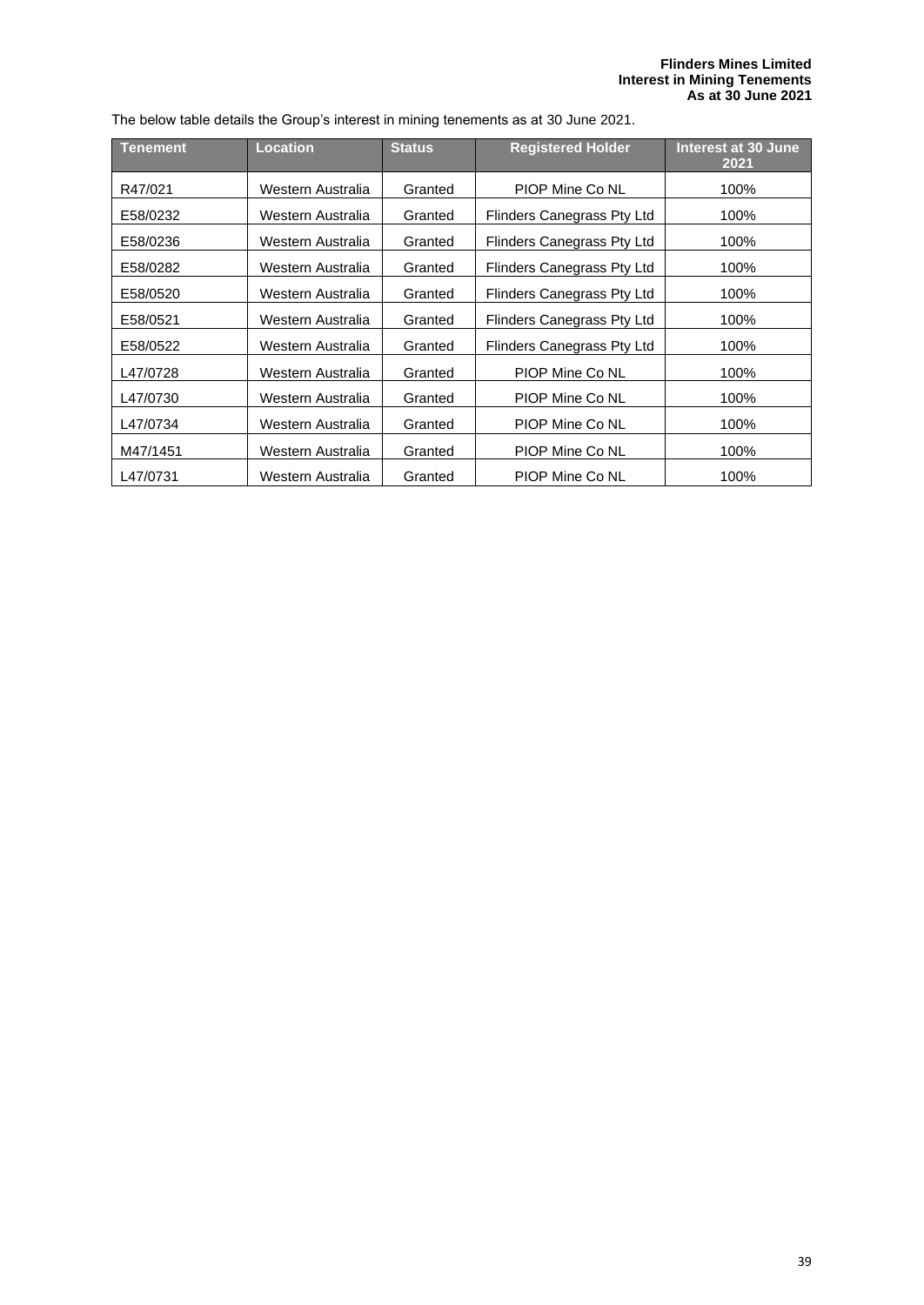The below table details the Group's interest in mining tenements as at 30 June 2021.

| Tenement | Location | Status | Registered Holder | Interest at 30 June 2021 |
|---|---|---|---|---|
| R47/021 | Western Australia | Granted | PIOP Mine Co NL | 100% |
| E58/0232 | Western Australia | Granted | Flinders Canegrass Pty Ltd | 100% |
| E58/0236 | Western Australia | Granted | Flinders Canegrass Pty Ltd | 100% |
| E58/0282 | Western Australia | Granted | Flinders Canegrass Pty Ltd | 100% |
| E58/0520 | Western Australia | Granted | Flinders Canegrass Pty Ltd | 100% |
| E58/0521 | Western Australia | Granted | Flinders Canegrass Pty Ltd | 100% |
| E58/0522 | Western Australia | Granted | Flinders Canegrass Pty Ltd | 100% |
| L47/0728 | Western Australia | Granted | PIOP Mine Co NL | 100% |
| L47/0730 | Western Australia | Granted | PIOP Mine Co NL | 100% |
| L47/0734 | Western Australia | Granted | PIOP Mine Co NL | 100% |
| M47/1451 | Western Australia | Granted | PIOP Mine Co NL | 100% |
| L47/0731 | Western Australia | Granted | PIOP Mine Co NL | 100% |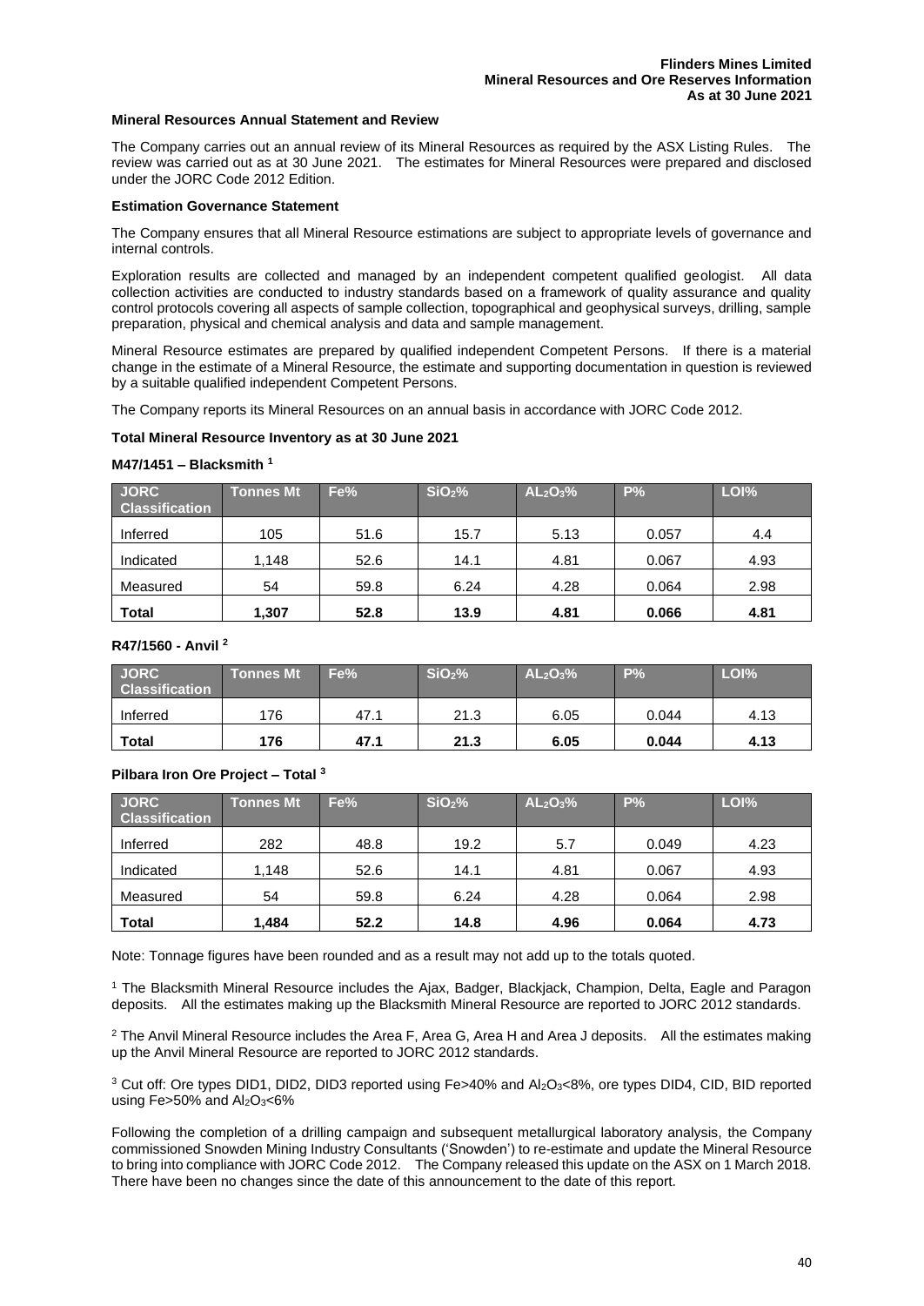### Mineral Resources Annual Statement and Review

The Company carries out an annual review of its Mineral Resources as required by the ASX Listing Rules. The review was carried out as at 30 June 2021. The estimates for Mineral Resources were prepared and disclosed under the JORC Code 2012 Edition.

### Estimation Governance Statement

The Company ensures that all Mineral Resource estimations are subject to appropriate levels of governance and internal controls.

Exploration results are collected and managed by an independent competent qualified geologist. All data collection activities are conducted to industry standards based on a framework of quality assurance and quality control protocols covering all aspects of sample collection, topographical and geophysical surveys, drilling, sample preparation, physical and chemical analysis and data and sample management.

Mineral Resource estimates are prepared by qualified independent Competent Persons. If there is a material change in the estimate of a Mineral Resource, the estimate and supporting documentation in question is reviewed by a suitable qualified independent Competent Persons.

The Company reports its Mineral Resources on an annual basis in accordance with JORC Code 2012.

### Total Mineral Resource Inventory as at 30 June 2021

**M47/1451 – Blacksmith [1]**

| JORC Classification | Tonnes Mt | Fe% | $SiO_2$% | $AL_2O_3$% | P% | LOI% |
|---|---|---|---|---|---|---|
| Inferred | 105 | 51.6 | 15.7 | 5.13 | 0.057 | 4.4 |
| Indicated | 1,148 | 52.6 | 14.1 | 4.81 | 0.067 | 4.93 |
| Measured | 54 | 59.8 | 6.24 | 4.28 | 0.064 | 2.98 |
| **Total** | **1,307** | **52.8** | **13.9** | **4.81** | **0.066** | **4.81** |

**R47/1560 - Anvil [2]**

| JORC Classification | Tonnes Mt | Fe% | $SiO_2$% | $AL_2O_3$% | P% | LOI% |
|---|---|---|---|---|---|---|
| Inferred | 176 | 47.1 | 21.3 | 6.05 | 0.044 | 4.13 |
| **Total** | **176** | **47.1** | **21.3** | **6.05** | **0.044** | **4.13** |

**Pilbara Iron Ore Project – Total [3]**

| JORC Classification | Tonnes Mt | Fe% | $SiO_2$% | $AL_2O_3$% | P% | LOI% |
|---|---|---|---|---|---|---|
| Inferred | 282 | 48.8 | 19.2 | 5.7 | 0.049 | 4.23 |
| Indicated | 1,148 | 52.6 | 14.1 | 4.81 | 0.067 | 4.93 |
| Measured | 54 | 59.8 | 6.24 | 4.28 | 0.064 | 2.98 |
| **Total** | **1,484** | **52.2** | **14.8** | **4.96** | **0.064** | **4.73** |

Note: Tonnage figures have been rounded and as a result may not add up to the totals quoted.

[1] The Blacksmith Mineral Resource includes the Ajax, Badger, Blackjack, Champion, Delta, Eagle and Paragon deposits. All the estimates making up the Blacksmith Mineral Resource are reported to JORC 2012 standards.

[2] The Anvil Mineral Resource includes the Area F, Area G, Area H and Area J deposits. All the estimates making up the Anvil Mineral Resource are reported to JORC 2012 standards.

[3] Cut off: Ore types DID1, DID2, DID3 reported using Fe>40% and $Al_2O_3$<8%, ore types DID4, CID, BID reported using Fe>50% and $Al_2O_3$<6%

Following the completion of a drilling campaign and subsequent metallurgical laboratory analysis, the Company commissioned Snowden Mining Industry Consultants ('Snowden') to re-estimate and update the Mineral Resource to bring into compliance with JORC Code 2012. The Company released this update on the ASX on 1 March 2018. There have been no changes since the date of this announcement to the date of this report.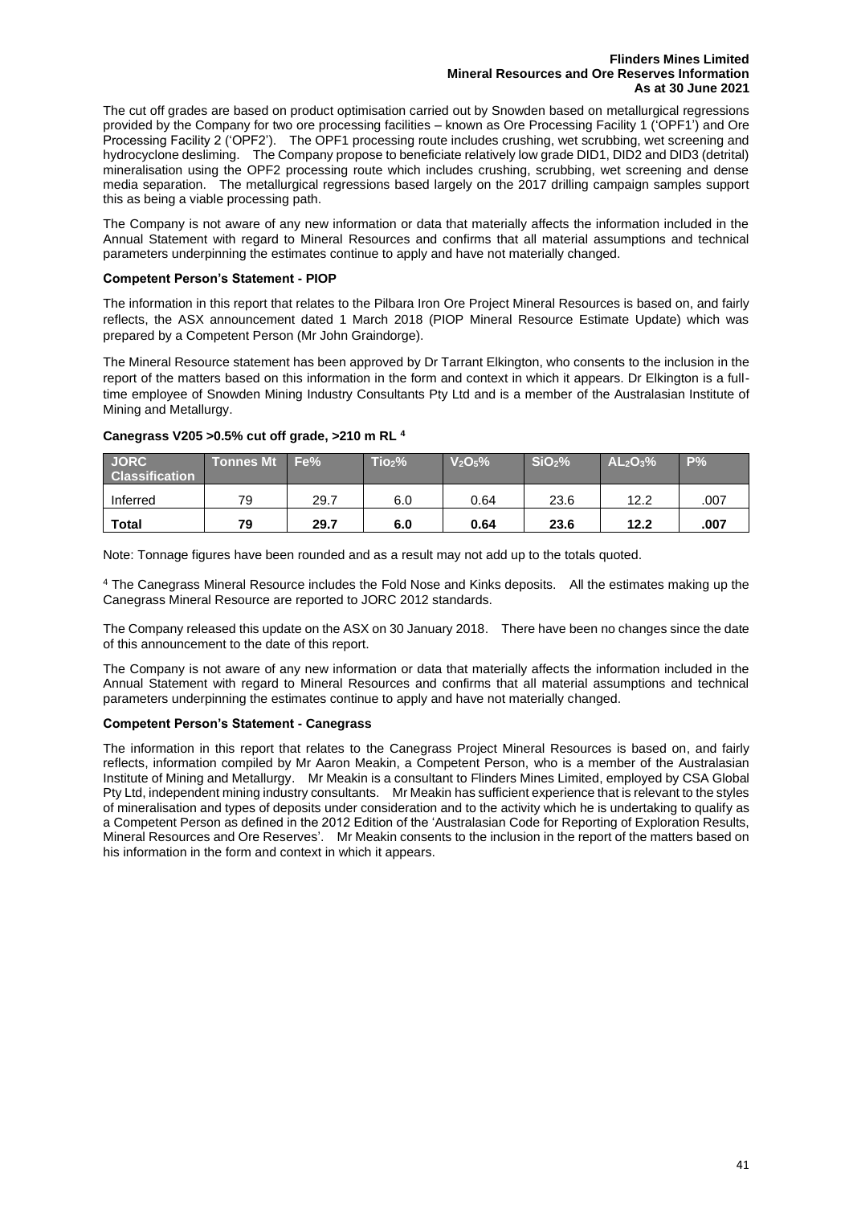The cut off grades are based on product optimisation carried out by Snowden based on metallurgical regressions provided by the Company for two ore processing facilities – known as Ore Processing Facility 1 ('OPF1') and Ore Processing Facility 2 ('OPF2'). The OPF1 processing route includes crushing, wet scrubbing, wet screening and hydrocyclone desliming. The Company propose to beneficiate relatively low grade DID1, DID2 and DID3 (detrital) mineralisation using the OPF2 processing route which includes crushing, scrubbing, wet screening and dense media separation. The metallurgical regressions based largely on the 2017 drilling campaign samples support this as being a viable processing path.

The Company is not aware of any new information or data that materially affects the information included in the Annual Statement with regard to Mineral Resources and confirms that all material assumptions and technical parameters underpinning the estimates continue to apply and have not materially changed.

**Competent Person's Statement - PIOP**

The information in this report that relates to the Pilbara Iron Ore Project Mineral Resources is based on, and fairly reflects, the ASX announcement dated 1 March 2018 (PIOP Mineral Resource Estimate Update) which was prepared by a Competent Person (Mr John Graindorge).

The Mineral Resource statement has been approved by Dr Tarrant Elkington, who consents to the inclusion in the report of the matters based on this information in the form and context in which it appears. Dr Elkington is a full-time employee of Snowden Mining Industry Consultants Pty Ltd and is a member of the Australasian Institute of Mining and Metallurgy.

**Canegrass V205 >0.5% cut off grade, >210 m RL [4]**

| JORC Classification | Tonnes Mt | Fe% | $Tio_2$% | $V_2O_5$% | $SiO_2$% | $AL_2O_3$% | P% |
|---|---|---|---|---|---|---|---|
| Inferred | 79 | 29.7 | 6.0 | 0.64 | 23.6 | 12.2 | .007 |
| **Total** | **79** | **29.7** | **6.0** | **0.64** | **23.6** | **12.2** | **.007** |

Note: Tonnage figures have been rounded and as a result may not add up to the totals quoted.

[4] The Canegrass Mineral Resource includes the Fold Nose and Kinks deposits. All the estimates making up the Canegrass Mineral Resource are reported to JORC 2012 standards.

The Company released this update on the ASX on 30 January 2018. There have been no changes since the date of this announcement to the date of this report.

The Company is not aware of any new information or data that materially affects the information included in the Annual Statement with regard to Mineral Resources and confirms that all material assumptions and technical parameters underpinning the estimates continue to apply and have not materially changed.

**Competent Person's Statement - Canegrass**

The information in this report that relates to the Canegrass Project Mineral Resources is based on, and fairly reflects, information compiled by Mr Aaron Meakin, a Competent Person, who is a member of the Australasian Institute of Mining and Metallurgy. Mr Meakin is a consultant to Flinders Mines Limited, employed by CSA Global Pty Ltd, independent mining industry consultants. Mr Meakin has sufficient experience that is relevant to the styles of mineralisation and types of deposits under consideration and to the activity which he is undertaking to qualify as a Competent Person as defined in the 2012 Edition of the 'Australasian Code for Reporting of Exploration Results, Mineral Resources and Ore Reserves'. Mr Meakin consents to the inclusion in the report of the matters based on his information in the form and context in which it appears.